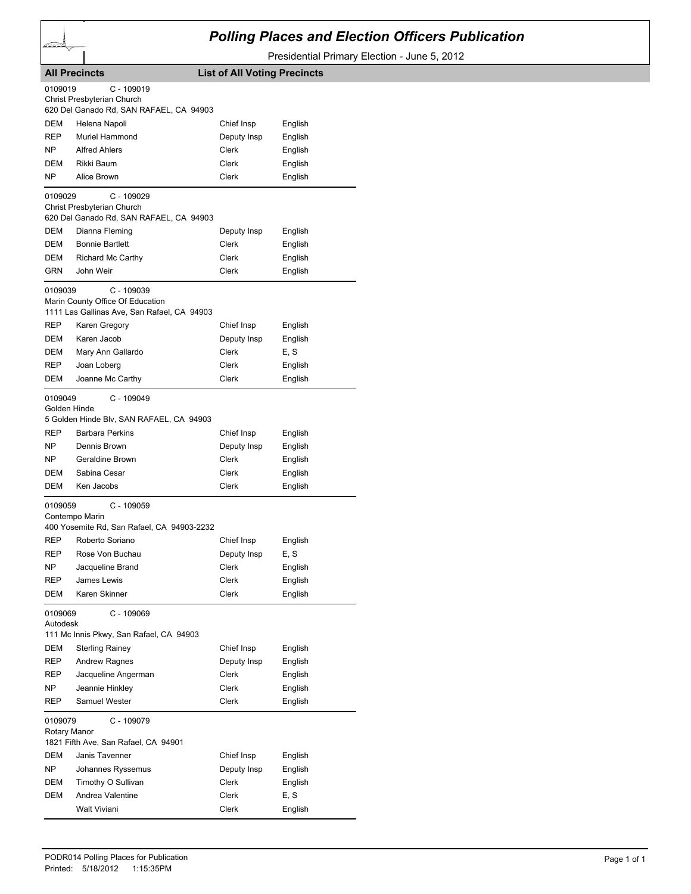# Polling Places and Election Officers Publication

Presidential Primary Election - June 5, 2012

**All Precincts** — **List of All Voting Precincts**

0109019 C - 109019
Christ Presbyterian Church
620 Del Ganado Rd, SAN RAFAEL, CA 94903

| Party | Name | Position | Language |
|---|---|---|---|
| DEM | Helena Napoli | Chief Insp | English |
| REP | Muriel Hammond | Deputy Insp | English |
| NP | Alfred Ahlers | Clerk | English |
| DEM | Rikki Baum | Clerk | English |
| NP | Alice Brown | Clerk | English |

0109029 C - 109029
Christ Presbyterian Church
620 Del Ganado Rd, SAN RAFAEL, CA 94903

| Party | Name | Position | Language |
|---|---|---|---|
| DEM | Dianna Fleming | Deputy Insp | English |
| DEM | Bonnie Bartlett | Clerk | English |
| DEM | Richard Mc Carthy | Clerk | English |
| GRN | John Weir | Clerk | English |

0109039 C - 109039
Marin County Office Of Education
1111 Las Gallinas Ave, San Rafael, CA 94903

| Party | Name | Position | Language |
|---|---|---|---|
| REP | Karen Gregory | Chief Insp | English |
| DEM | Karen Jacob | Deputy Insp | English |
| DEM | Mary Ann Gallardo | Clerk | E, S |
| REP | Joan Loberg | Clerk | English |
| DEM | Joanne Mc Carthy | Clerk | English |

0109049 C - 109049
Golden Hinde
5 Golden Hinde Blv, SAN RAFAEL, CA 94903

| Party | Name | Position | Language |
|---|---|---|---|
| REP | Barbara Perkins | Chief Insp | English |
| NP | Dennis Brown | Deputy Insp | English |
| NP | Geraldine Brown | Clerk | English |
| DEM | Sabina Cesar | Clerk | English |
| DEM | Ken Jacobs | Clerk | English |

0109059 C - 109059
Contempo Marin
400 Yosemite Rd, San Rafael, CA 94903-2232

| Party | Name | Position | Language |
|---|---|---|---|
| REP | Roberto Soriano | Chief Insp | English |
| REP | Rose Von Buchau | Deputy Insp | E, S |
| NP | Jacqueline Brand | Clerk | English |
| REP | James Lewis | Clerk | English |
| DEM | Karen Skinner | Clerk | English |

0109069 C - 109069
Autodesk
111 Mc Innis Pkwy, San Rafael, CA 94903

| Party | Name | Position | Language |
|---|---|---|---|
| DEM | Sterling Rainey | Chief Insp | English |
| REP | Andrew Ragnes | Deputy Insp | English |
| REP | Jacqueline Angerman | Clerk | English |
| NP | Jeannie Hinkley | Clerk | English |
| REP | Samuel Wester | Clerk | English |

0109079 C - 109079
Rotary Manor
1821 Fifth Ave, San Rafael, CA 94901

| Party | Name | Position | Language |
|---|---|---|---|
| DEM | Janis Tavenner | Chief Insp | English |
| NP | Johannes Ryssemus | Deputy Insp | English |
| DEM | Timothy O Sullivan | Clerk | English |
| DEM | Andrea Valentine | Clerk | E, S |
| | Walt Viviani | Clerk | English |

PODR014 Polling Places for Publication
Printed: 5/18/2012 1:15:35PM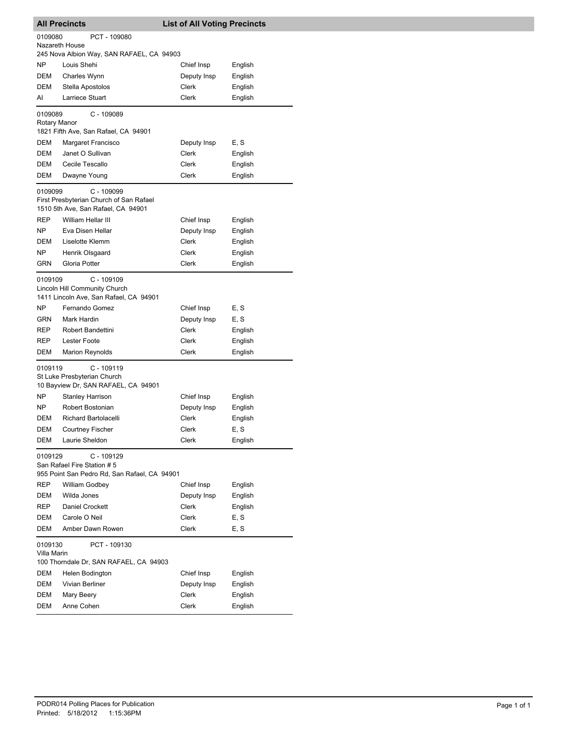## All Precincts — List of All Voting Precincts

**0109080** PCT - 109080
Nazareth House
245 Nova Albion Way, SAN RAFAEL, CA 94903

| Party | Name | Position | Language |
|---|---|---|---|
| NP | Louis Shehi | Chief Insp | English |
| DEM | Charles Wynn | Deputy Insp | English |
| DEM | Stella Apostolos | Clerk | English |
| AI | Larriece Stuart | Clerk | English |

**0109089** C - 109089
Rotary Manor
1821 Fifth Ave, San Rafael, CA 94901

| Party | Name | Position | Language |
|---|---|---|---|
| DEM | Margaret Francisco | Deputy Insp | E, S |
| DEM | Janet O Sullivan | Clerk | English |
| DEM | Cecile Tescallo | Clerk | English |
| DEM | Dwayne Young | Clerk | English |

**0109099** C - 109099
First Presbyterian Church of San Rafael
1510 5th Ave, San Rafael, CA 94901

| Party | Name | Position | Language |
|---|---|---|---|
| REP | William Hellar III | Chief Insp | English |
| NP | Eva Disen Hellar | Deputy Insp | English |
| DEM | Liselotte Klemm | Clerk | English |
| NP | Henrik Olsgaard | Clerk | English |
| GRN | Gloria Potter | Clerk | English |

**0109109** C - 109109
Lincoln Hill Community Church
1411 Lincoln Ave, San Rafael, CA 94901

| Party | Name | Position | Language |
|---|---|---|---|
| NP | Fernando Gomez | Chief Insp | E, S |
| GRN | Mark Hardin | Deputy Insp | E, S |
| REP | Robert Bandettini | Clerk | English |
| REP | Lester Foote | Clerk | English |
| DEM | Marion Reynolds | Clerk | English |

**0109119** C - 109119
St Luke Presbyterian Church
10 Bayview Dr, SAN RAFAEL, CA 94901

| Party | Name | Position | Language |
|---|---|---|---|
| NP | Stanley Harrison | Chief Insp | English |
| NP | Robert Bostonian | Deputy Insp | English |
| DEM | Richard Bartolacelli | Clerk | English |
| DEM | Courtney Fischer | Clerk | E, S |
| DEM | Laurie Sheldon | Clerk | English |

**0109129** C - 109129
San Rafael Fire Station # 5
955 Point San Pedro Rd, San Rafael, CA 94901

| Party | Name | Position | Language |
|---|---|---|---|
| REP | William Godbey | Chief Insp | English |
| DEM | Wilda Jones | Deputy Insp | English |
| REP | Daniel Crockett | Clerk | English |
| DEM | Carole O Neil | Clerk | E, S |
| DEM | Amber Dawn Rowen | Clerk | E, S |

**0109130** PCT - 109130
Villa Marin
100 Thorndale Dr, SAN RAFAEL, CA 94903

| Party | Name | Position | Language |
|---|---|---|---|
| DEM | Helen Bodington | Chief Insp | English |
| DEM | Vivian Berliner | Deputy Insp | English |
| DEM | Mary Beery | Clerk | English |
| DEM | Anne Cohen | Clerk | English |

PODR014 Polling Places for Publication
Printed: 5/18/2012 1:15:36PM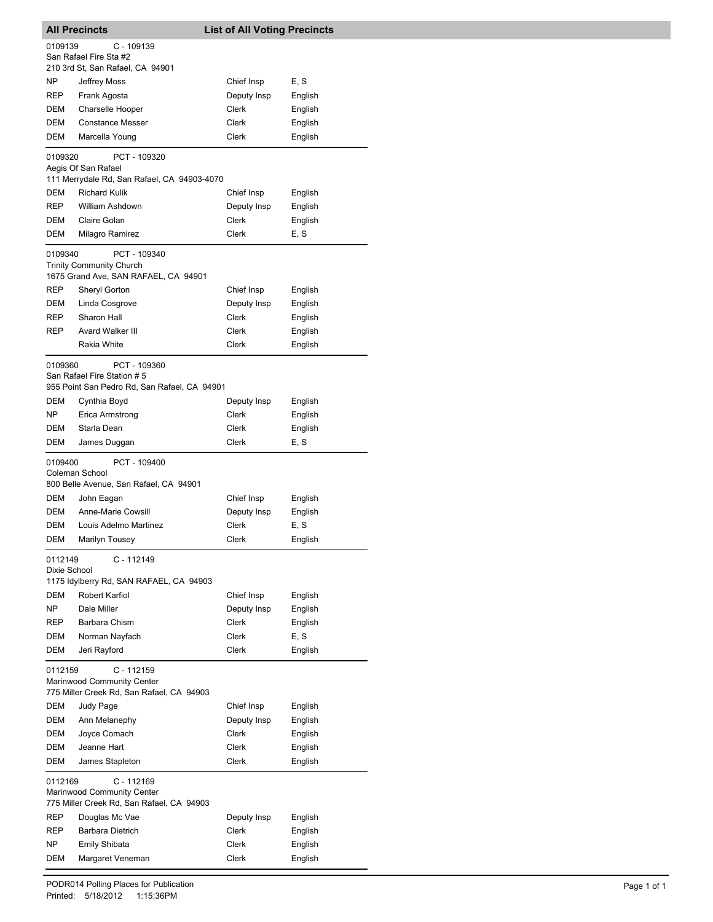## All Precincts — List of All Voting Precincts

**0109139** C - 109139
San Rafael Fire Sta #2
210 3rd St, San Rafael, CA 94901

| | | | |
|---|---|---|---|
| NP | Jeffrey Moss | Chief Insp | E, S |
| REP | Frank Agosta | Deputy Insp | English |
| DEM | Charselle Hooper | Clerk | English |
| DEM | Constance Messer | Clerk | English |
| DEM | Marcella Young | Clerk | English |

**0109320** PCT - 109320
Aegis Of San Rafael
111 Merrydale Rd, San Rafael, CA 94903-4070

| | | | |
|---|---|---|---|
| DEM | Richard Kulik | Chief Insp | English |
| REP | William Ashdown | Deputy Insp | English |
| DEM | Claire Golan | Clerk | English |
| DEM | Milagro Ramirez | Clerk | E, S |

**0109340** PCT - 109340
Trinity Community Church
1675 Grand Ave, SAN RAFAEL, CA 94901

| | | | |
|---|---|---|---|
| REP | Sheryl Gorton | Chief Insp | English |
| DEM | Linda Cosgrove | Deputy Insp | English |
| REP | Sharon Hall | Clerk | English |
| REP | Avard Walker III | Clerk | English |
| | Rakia White | Clerk | English |

**0109360** PCT - 109360
San Rafael Fire Station # 5
955 Point San Pedro Rd, San Rafael, CA 94901

| | | | |
|---|---|---|---|
| DEM | Cynthia Boyd | Deputy Insp | English |
| NP | Erica Armstrong | Clerk | English |
| DEM | Starla Dean | Clerk | English |
| DEM | James Duggan | Clerk | E, S |

**0109400** PCT - 109400
Coleman School
800 Belle Avenue, San Rafael, CA 94901

| | | | |
|---|---|---|---|
| DEM | John Eagan | Chief Insp | English |
| DEM | Anne-Marie Cowsill | Deputy Insp | English |
| DEM | Louis Adelmo Martinez | Clerk | E, S |
| DEM | Marilyn Tousey | Clerk | English |

**0112149** C - 112149
Dixie School
1175 Idylberry Rd, SAN RAFAEL, CA 94903

| | | | |
|---|---|---|---|
| DEM | Robert Karfiol | Chief Insp | English |
| NP | Dale Miller | Deputy Insp | English |
| REP | Barbara Chism | Clerk | English |
| DEM | Norman Nayfach | Clerk | E, S |
| DEM | Jeri Rayford | Clerk | English |

**0112159** C - 112159
Marinwood Community Center
775 Miller Creek Rd, San Rafael, CA 94903

| | | | |
|---|---|---|---|
| DEM | Judy Page | Chief Insp | English |
| DEM | Ann Melanephy | Deputy Insp | English |
| DEM | Joyce Comach | Clerk | English |
| DEM | Jeanne Hart | Clerk | English |
| DEM | James Stapleton | Clerk | English |

**0112169** C - 112169
Marinwood Community Center
775 Miller Creek Rd, San Rafael, CA 94903

| | | | |
|---|---|---|---|
| REP | Douglas Mc Vae | Deputy Insp | English |
| REP | Barbara Dietrich | Clerk | English |
| NP | Emily Shibata | Clerk | English |
| DEM | Margaret Veneman | Clerk | English |

PODR014 Polling Places for Publication
Printed: 5/18/2012 1:15:36PM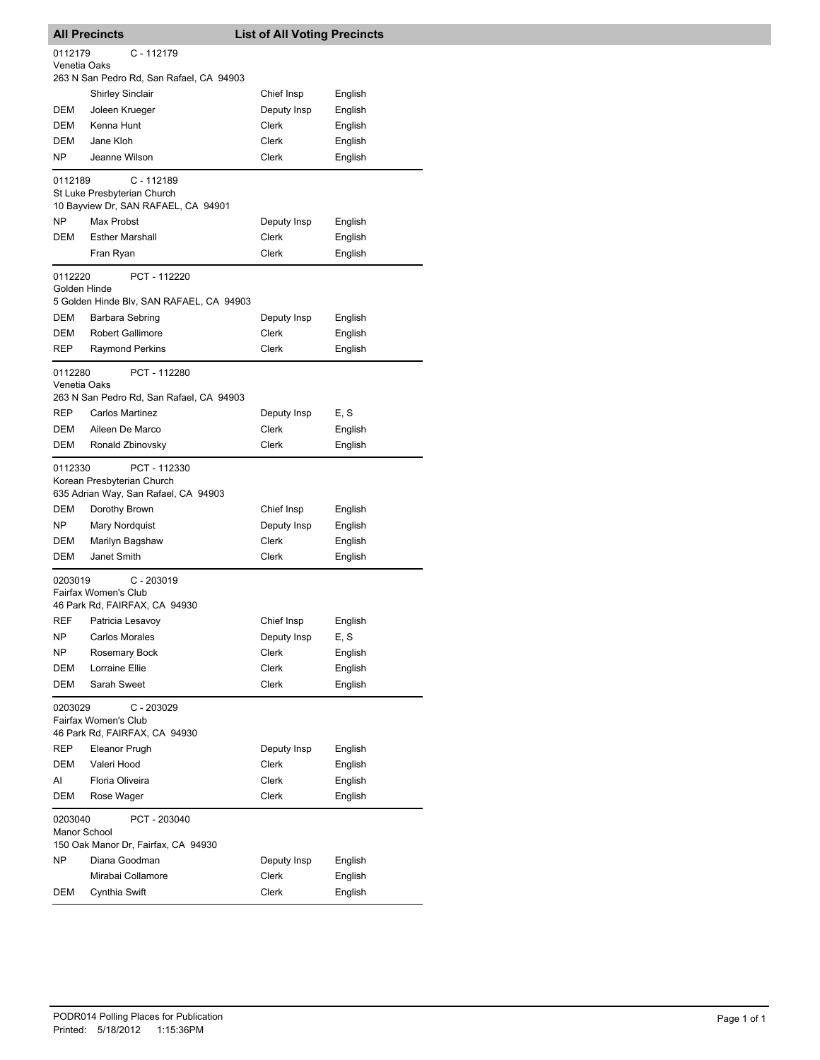## All Precincts — List of All Voting Precincts

**0112179** C - 112179
Venetia Oaks
263 N San Pedro Rd, San Rafael, CA 94903

| Party | Name | Position | Language |
|---|---|---|---|
| | Shirley Sinclair | Chief Insp | English |
| DEM | Joleen Krueger | Deputy Insp | English |
| DEM | Kenna Hunt | Clerk | English |
| DEM | Jane Kloh | Clerk | English |
| NP | Jeanne Wilson | Clerk | English |

**0112189** C - 112189
St Luke Presbyterian Church
10 Bayview Dr, SAN RAFAEL, CA 94901

| Party | Name | Position | Language |
|---|---|---|---|
| NP | Max Probst | Deputy Insp | English |
| DEM | Esther Marshall | Clerk | English |
| | Fran Ryan | Clerk | English |

**0112220** PCT - 112220
Golden Hinde
5 Golden Hinde Blv, SAN RAFAEL, CA 94903

| Party | Name | Position | Language |
|---|---|---|---|
| DEM | Barbara Sebring | Deputy Insp | English |
| DEM | Robert Gallimore | Clerk | English |
| REP | Raymond Perkins | Clerk | English |

**0112280** PCT - 112280
Venetia Oaks
263 N San Pedro Rd, San Rafael, CA 94903

| Party | Name | Position | Language |
|---|---|---|---|
| REP | Carlos Martinez | Deputy Insp | E, S |
| DEM | Aileen De Marco | Clerk | English |
| DEM | Ronald Zbinovsky | Clerk | English |

**0112330** PCT - 112330
Korean Presbyterian Church
635 Adrian Way, San Rafael, CA 94903

| Party | Name | Position | Language |
|---|---|---|---|
| DEM | Dorothy Brown | Chief Insp | English |
| NP | Mary Nordquist | Deputy Insp | English |
| DEM | Marilyn Bagshaw | Clerk | English |
| DEM | Janet Smith | Clerk | English |

**0203019** C - 203019
Fairfax Women's Club
46 Park Rd, FAIRFAX, CA 94930

| Party | Name | Position | Language |
|---|---|---|---|
| REF | Patricia Lesavoy | Chief Insp | English |
| NP | Carlos Morales | Deputy Insp | E, S |
| NP | Rosemary Bock | Clerk | English |
| DEM | Lorraine Ellie | Clerk | English |
| DEM | Sarah Sweet | Clerk | English |

**0203029** C - 203029
Fairfax Women's Club
46 Park Rd, FAIRFAX, CA 94930

| Party | Name | Position | Language |
|---|---|---|---|
| REP | Eleanor Prugh | Deputy Insp | English |
| DEM | Valeri Hood | Clerk | English |
| AI | Floria Oliveira | Clerk | English |
| DEM | Rose Wager | Clerk | English |

**0203040** PCT - 203040
Manor School
150 Oak Manor Dr, Fairfax, CA 94930

| Party | Name | Position | Language |
|---|---|---|---|
| NP | Diana Goodman | Deputy Insp | English |
| | Mirabai Collamore | Clerk | English |
| DEM | Cynthia Swift | Clerk | English |

PODR014 Polling Places for Publication
Printed: 5/18/2012 1:15:36PM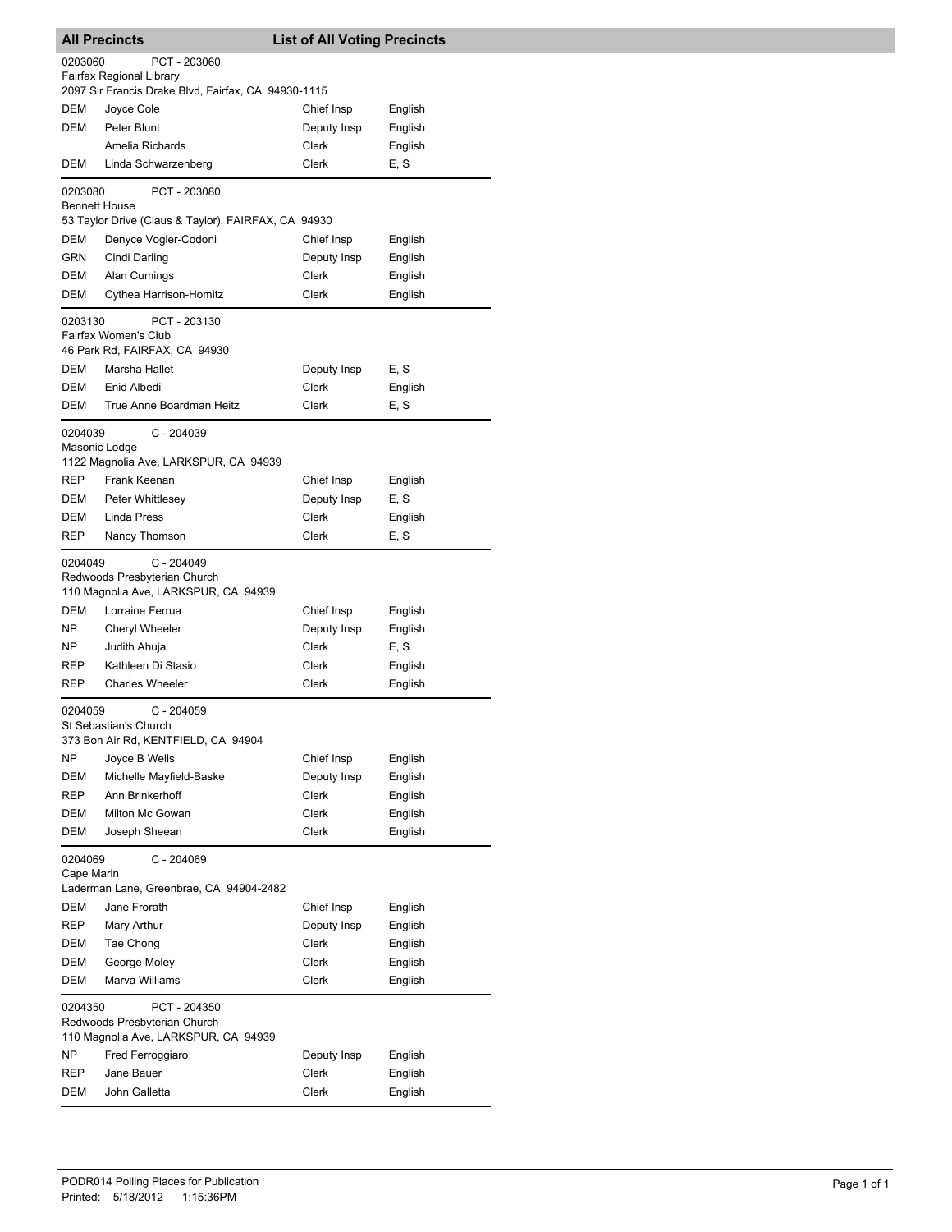## All Precincts — List of All Voting Precincts

**0203060** PCT - 203060
Fairfax Regional Library
2097 Sir Francis Drake Blvd, Fairfax, CA 94930-1115

| | | | |
|---|---|---|---|
| DEM | Joyce Cole | Chief Insp | English |
| DEM | Peter Blunt | Deputy Insp | English |
| | Amelia Richards | Clerk | English |
| DEM | Linda Schwarzenberg | Clerk | E, S |

**0203080** PCT - 203080
Bennett House
53 Taylor Drive (Claus & Taylor), FAIRFAX, CA 94930

| | | | |
|---|---|---|---|
| DEM | Denyce Vogler-Codoni | Chief Insp | English |
| GRN | Cindi Darling | Deputy Insp | English |
| DEM | Alan Cumings | Clerk | English |
| DEM | Cythea Harrison-Homitz | Clerk | English |

**0203130** PCT - 203130
Fairfax Women's Club
46 Park Rd, FAIRFAX, CA 94930

| | | | |
|---|---|---|---|
| DEM | Marsha Hallet | Deputy Insp | E, S |
| DEM | Enid Albedi | Clerk | English |
| DEM | True Anne Boardman Heitz | Clerk | E, S |

**0204039** C - 204039
Masonic Lodge
1122 Magnolia Ave, LARKSPUR, CA 94939

| | | | |
|---|---|---|---|
| REP | Frank Keenan | Chief Insp | English |
| DEM | Peter Whittlesey | Deputy Insp | E, S |
| DEM | Linda Press | Clerk | English |
| REP | Nancy Thomson | Clerk | E, S |

**0204049** C - 204049
Redwoods Presbyterian Church
110 Magnolia Ave, LARKSPUR, CA 94939

| | | | |
|---|---|---|---|
| DEM | Lorraine Ferrua | Chief Insp | English |
| NP | Cheryl Wheeler | Deputy Insp | English |
| NP | Judith Ahuja | Clerk | E, S |
| REP | Kathleen Di Stasio | Clerk | English |
| REP | Charles Wheeler | Clerk | English |

**0204059** C - 204059
St Sebastian's Church
373 Bon Air Rd, KENTFIELD, CA 94904

| | | | |
|---|---|---|---|
| NP | Joyce B Wells | Chief Insp | English |
| DEM | Michelle Mayfield-Baske | Deputy Insp | English |
| REP | Ann Brinkerhoff | Clerk | English |
| DEM | Milton Mc Gowan | Clerk | English |
| DEM | Joseph Sheean | Clerk | English |

**0204069** C - 204069
Cape Marin
Laderman Lane, Greenbrae, CA 94904-2482

| | | | |
|---|---|---|---|
| DEM | Jane Frorath | Chief Insp | English |
| REP | Mary Arthur | Deputy Insp | English |
| DEM | Tae Chong | Clerk | English |
| DEM | George Moley | Clerk | English |
| DEM | Marva Williams | Clerk | English |

**0204350** PCT - 204350
Redwoods Presbyterian Church
110 Magnolia Ave, LARKSPUR, CA 94939

| | | | |
|---|---|---|---|
| NP | Fred Ferroggiaro | Deputy Insp | English |
| REP | Jane Bauer | Clerk | English |
| DEM | John Galletta | Clerk | English |

PODR014 Polling Places for Publication
Printed: 5/18/2012 1:15:36PM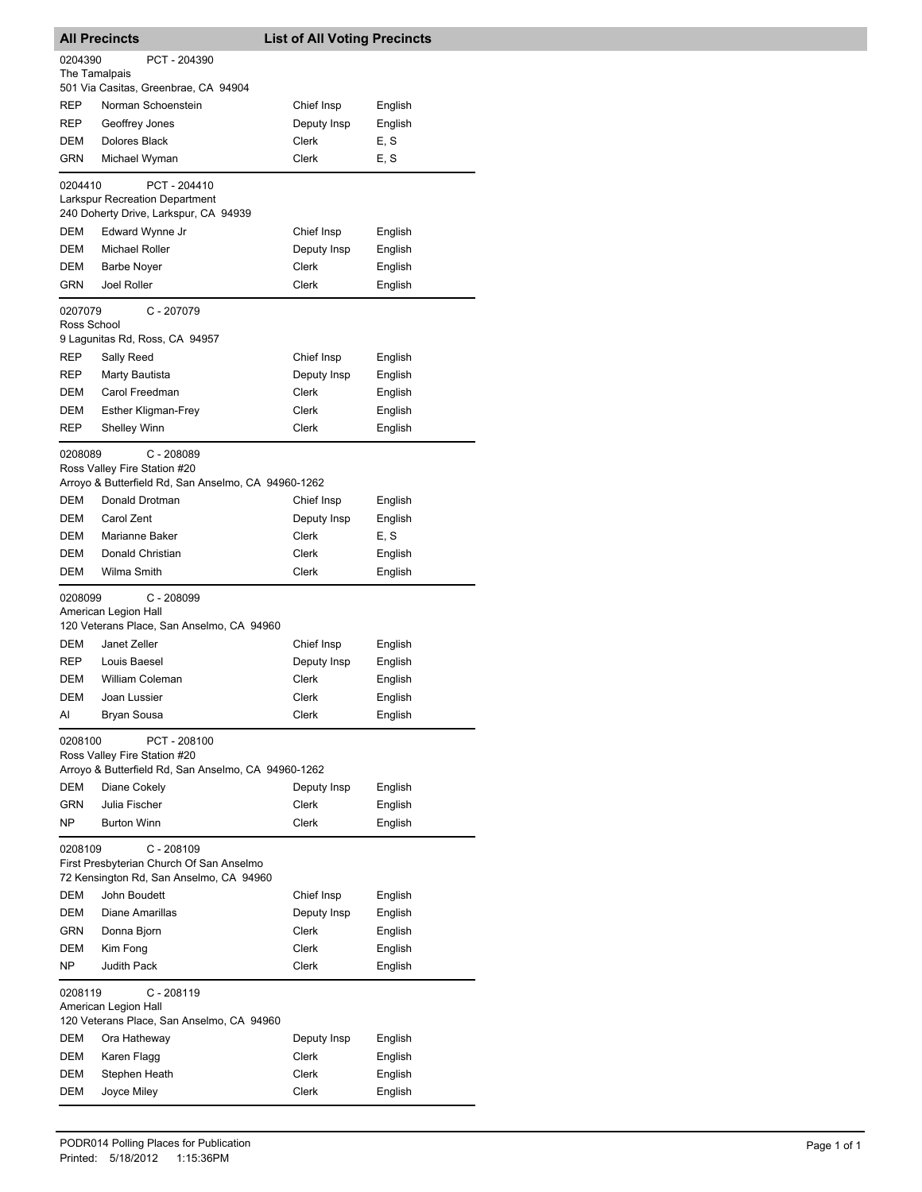## All Precincts — List of All Voting Precincts

**0204390** PCT - 204390
The Tamalpais
501 Via Casitas, Greenbrae, CA 94904

| | | | |
|---|---|---|---|
| REP | Norman Schoenstein | Chief Insp | English |
| REP | Geoffrey Jones | Deputy Insp | English |
| DEM | Dolores Black | Clerk | E, S |
| GRN | Michael Wyman | Clerk | E, S |

**0204410** PCT - 204410
Larkspur Recreation Department
240 Doherty Drive, Larkspur, CA 94939

| | | | |
|---|---|---|---|
| DEM | Edward Wynne Jr | Chief Insp | English |
| DEM | Michael Roller | Deputy Insp | English |
| DEM | Barbe Noyer | Clerk | English |
| GRN | Joel Roller | Clerk | English |

**0207079** C - 207079
Ross School
9 Lagunitas Rd, Ross, CA 94957

| | | | |
|---|---|---|---|
| REP | Sally Reed | Chief Insp | English |
| REP | Marty Bautista | Deputy Insp | English |
| DEM | Carol Freedman | Clerk | English |
| DEM | Esther Kligman-Frey | Clerk | English |
| REP | Shelley Winn | Clerk | English |

**0208089** C - 208089
Ross Valley Fire Station #20
Arroyo & Butterfield Rd, San Anselmo, CA 94960-1262

| | | | |
|---|---|---|---|
| DEM | Donald Drotman | Chief Insp | English |
| DEM | Carol Zent | Deputy Insp | English |
| DEM | Marianne Baker | Clerk | E, S |
| DEM | Donald Christian | Clerk | English |
| DEM | Wilma Smith | Clerk | English |

**0208099** C - 208099
American Legion Hall
120 Veterans Place, San Anselmo, CA 94960

| | | | |
|---|---|---|---|
| DEM | Janet Zeller | Chief Insp | English |
| REP | Louis Baesel | Deputy Insp | English |
| DEM | William Coleman | Clerk | English |
| DEM | Joan Lussier | Clerk | English |
| AI | Bryan Sousa | Clerk | English |

**0208100** PCT - 208100
Ross Valley Fire Station #20
Arroyo & Butterfield Rd, San Anselmo, CA 94960-1262

| | | | |
|---|---|---|---|
| DEM | Diane Cokely | Deputy Insp | English |
| GRN | Julia Fischer | Clerk | English |
| NP | Burton Winn | Clerk | English |

**0208109** C - 208109
First Presbyterian Church Of San Anselmo
72 Kensington Rd, San Anselmo, CA 94960

| | | | |
|---|---|---|---|
| DEM | John Boudett | Chief Insp | English |
| DEM | Diane Amarillas | Deputy Insp | English |
| GRN | Donna Bjorn | Clerk | English |
| DEM | Kim Fong | Clerk | English |
| NP | Judith Pack | Clerk | English |

**0208119** C - 208119
American Legion Hall
120 Veterans Place, San Anselmo, CA 94960

| | | | |
|---|---|---|---|
| DEM | Ora Hatheway | Deputy Insp | English |
| DEM | Karen Flagg | Clerk | English |
| DEM | Stephen Heath | Clerk | English |
| DEM | Joyce Miley | Clerk | English |

PODR014 Polling Places for Publication
Printed: 5/18/2012 1:15:36PM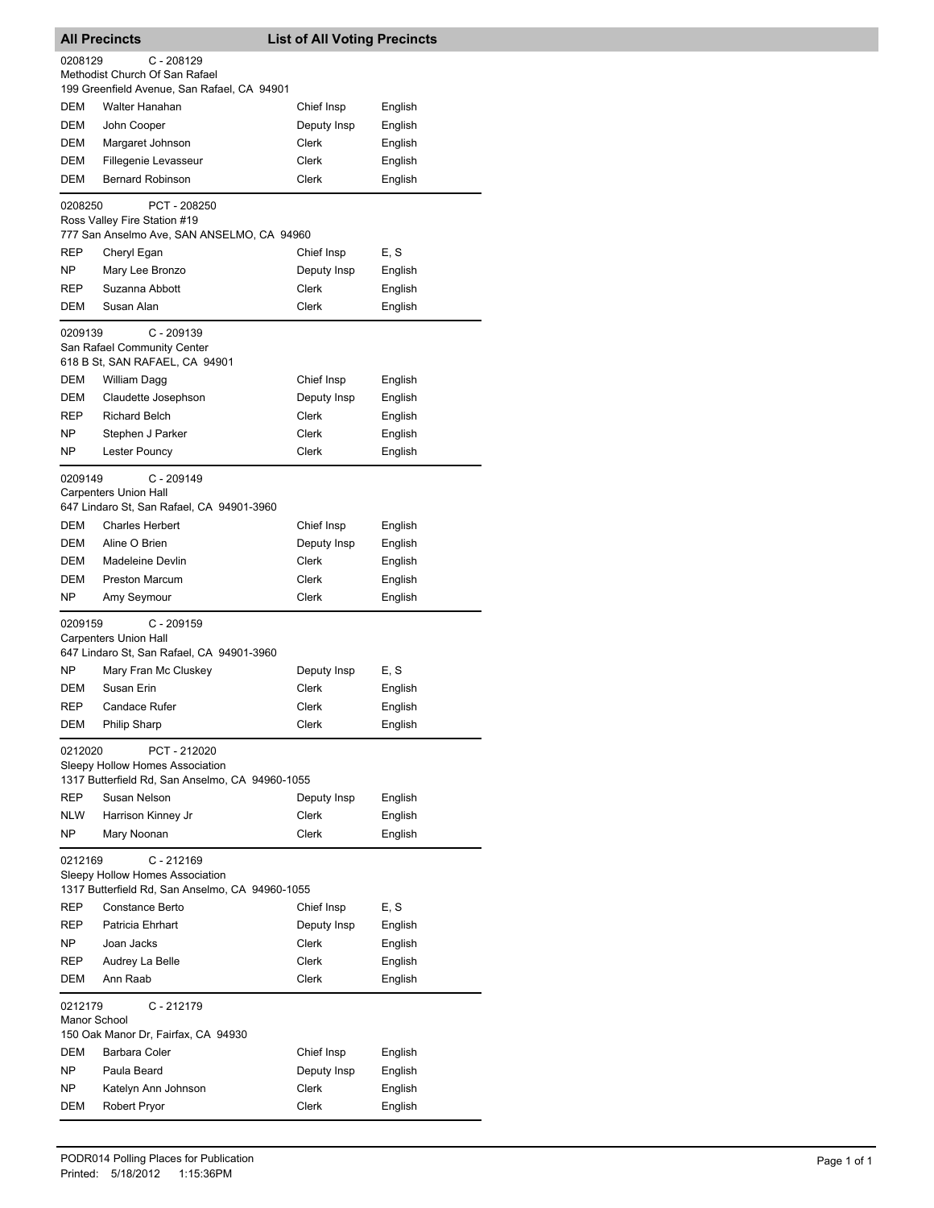## All Precincts — List of All Voting Precincts

**0208129** C - 208129
Methodist Church Of San Rafael
199 Greenfield Avenue, San Rafael, CA 94901

| | | | |
|---|---|---|---|
| DEM | Walter Hanahan | Chief Insp | English |
| DEM | John Cooper | Deputy Insp | English |
| DEM | Margaret Johnson | Clerk | English |
| DEM | Fillegenie Levasseur | Clerk | English |
| DEM | Bernard Robinson | Clerk | English |

**0208250** PCT - 208250
Ross Valley Fire Station #19
777 San Anselmo Ave, SAN ANSELMO, CA 94960

| | | | |
|---|---|---|---|
| REP | Cheryl Egan | Chief Insp | E, S |
| NP | Mary Lee Bronzo | Deputy Insp | English |
| REP | Suzanna Abbott | Clerk | English |
| DEM | Susan Alan | Clerk | English |

**0209139** C - 209139
San Rafael Community Center
618 B St, SAN RAFAEL, CA 94901

| | | | |
|---|---|---|---|
| DEM | William Dagg | Chief Insp | English |
| DEM | Claudette Josephson | Deputy Insp | English |
| REP | Richard Belch | Clerk | English |
| NP | Stephen J Parker | Clerk | English |
| NP | Lester Pouncy | Clerk | English |

**0209149** C - 209149
Carpenters Union Hall
647 Lindaro St, San Rafael, CA 94901-3960

| | | | |
|---|---|---|---|
| DEM | Charles Herbert | Chief Insp | English |
| DEM | Aline O Brien | Deputy Insp | English |
| DEM | Madeleine Devlin | Clerk | English |
| DEM | Preston Marcum | Clerk | English |
| NP | Amy Seymour | Clerk | English |

**0209159** C - 209159
Carpenters Union Hall
647 Lindaro St, San Rafael, CA 94901-3960

| | | | |
|---|---|---|---|
| NP | Mary Fran Mc Cluskey | Deputy Insp | E, S |
| DEM | Susan Erin | Clerk | English |
| REP | Candace Rufer | Clerk | English |
| DEM | Philip Sharp | Clerk | English |

**0212020** PCT - 212020
Sleepy Hollow Homes Association
1317 Butterfield Rd, San Anselmo, CA 94960-1055

| | | | |
|---|---|---|---|
| REP | Susan Nelson | Deputy Insp | English |
| NLW | Harrison Kinney Jr | Clerk | English |
| NP | Mary Noonan | Clerk | English |

**0212169** C - 212169
Sleepy Hollow Homes Association
1317 Butterfield Rd, San Anselmo, CA 94960-1055

| | | | |
|---|---|---|---|
| REP | Constance Berto | Chief Insp | E, S |
| REP | Patricia Ehrhart | Deputy Insp | English |
| NP | Joan Jacks | Clerk | English |
| REP | Audrey La Belle | Clerk | English |
| DEM | Ann Raab | Clerk | English |

**0212179** C - 212179
Manor School
150 Oak Manor Dr, Fairfax, CA 94930

| | | | |
|---|---|---|---|
| DEM | Barbara Coler | Chief Insp | English |
| NP | Paula Beard | Deputy Insp | English |
| NP | Katelyn Ann Johnson | Clerk | English |
| DEM | Robert Pryor | Clerk | English |

PODR014 Polling Places for Publication
Printed: 5/18/2012 1:15:36PM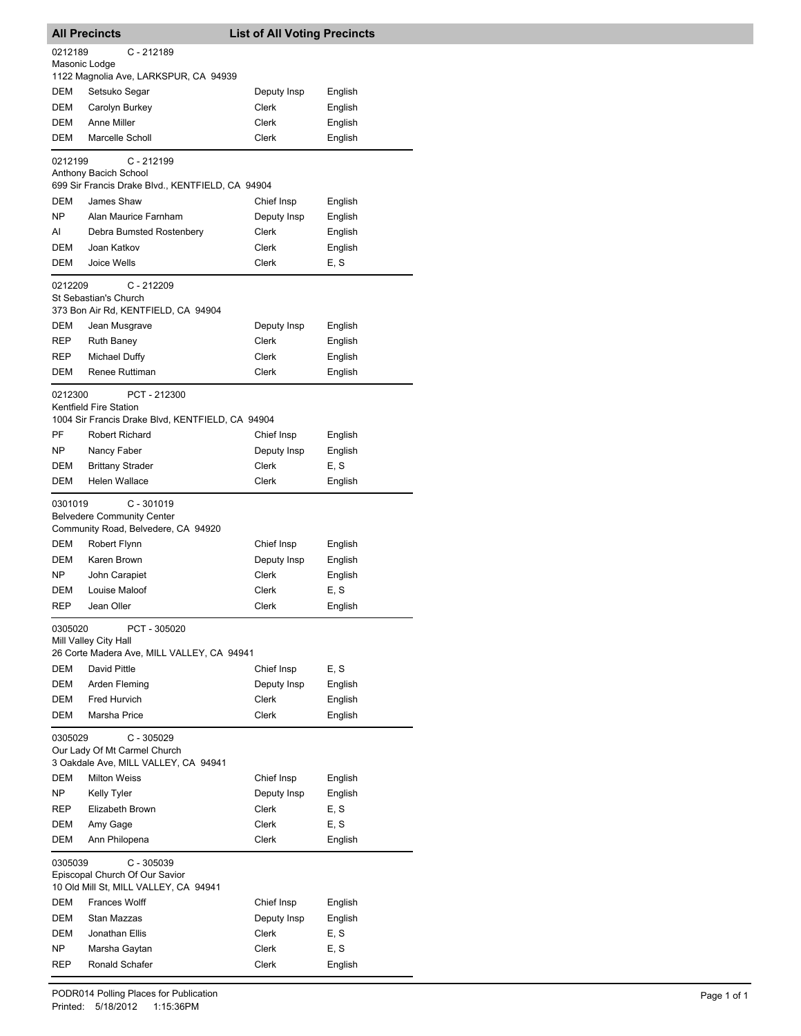## All Precincts — List of All Voting Precincts

**0212189** C - 212189
Masonic Lodge
1122 Magnolia Ave, LARKSPUR, CA 94939

| Party | Name | Position | Language |
|---|---|---|---|
| DEM | Setsuko Segar | Deputy Insp | English |
| DEM | Carolyn Burkey | Clerk | English |
| DEM | Anne Miller | Clerk | English |
| DEM | Marcelle Scholl | Clerk | English |

**0212199** C - 212199
Anthony Bacich School
699 Sir Francis Drake Blvd., KENTFIELD, CA 94904

| Party | Name | Position | Language |
|---|---|---|---|
| DEM | James Shaw | Chief Insp | English |
| NP | Alan Maurice Farnham | Deputy Insp | English |
| AI | Debra Bumsted Rostenbery | Clerk | English |
| DEM | Joan Katkov | Clerk | English |
| DEM | Joice Wells | Clerk | E, S |

**0212209** C - 212209
St Sebastian's Church
373 Bon Air Rd, KENTFIELD, CA 94904

| Party | Name | Position | Language |
|---|---|---|---|
| DEM | Jean Musgrave | Deputy Insp | English |
| REP | Ruth Baney | Clerk | English |
| REP | Michael Duffy | Clerk | English |
| DEM | Renee Ruttiman | Clerk | English |

**0212300** PCT - 212300
Kentfield Fire Station
1004 Sir Francis Drake Blvd, KENTFIELD, CA 94904

| Party | Name | Position | Language |
|---|---|---|---|
| PF | Robert Richard | Chief Insp | English |
| NP | Nancy Faber | Deputy Insp | English |
| DEM | Brittany Strader | Clerk | E, S |
| DEM | Helen Wallace | Clerk | English |

**0301019** C - 301019
Belvedere Community Center
Community Road, Belvedere, CA 94920

| Party | Name | Position | Language |
|---|---|---|---|
| DEM | Robert Flynn | Chief Insp | English |
| DEM | Karen Brown | Deputy Insp | English |
| NP | John Carapiet | Clerk | English |
| DEM | Louise Maloof | Clerk | E, S |
| REP | Jean Oller | Clerk | English |

**0305020** PCT - 305020
Mill Valley City Hall
26 Corte Madera Ave, MILL VALLEY, CA 94941

| Party | Name | Position | Language |
|---|---|---|---|
| DEM | David Pittle | Chief Insp | E, S |
| DEM | Arden Fleming | Deputy Insp | English |
| DEM | Fred Hurvich | Clerk | English |
| DEM | Marsha Price | Clerk | English |

**0305029** C - 305029
Our Lady Of Mt Carmel Church
3 Oakdale Ave, MILL VALLEY, CA 94941

| Party | Name | Position | Language |
|---|---|---|---|
| DEM | Milton Weiss | Chief Insp | English |
| NP | Kelly Tyler | Deputy Insp | English |
| REP | Elizabeth Brown | Clerk | E, S |
| DEM | Amy Gage | Clerk | E, S |
| DEM | Ann Philopena | Clerk | English |

**0305039** C - 305039
Episcopal Church Of Our Savior
10 Old Mill St, MILL VALLEY, CA 94941

| Party | Name | Position | Language |
|---|---|---|---|
| DEM | Frances Wolff | Chief Insp | English |
| DEM | Stan Mazzas | Deputy Insp | English |
| DEM | Jonathan Ellis | Clerk | E, S |
| NP | Marsha Gaytan | Clerk | E, S |
| REP | Ronald Schafer | Clerk | English |

PODR014 Polling Places for Publication
Printed: 5/18/2012 1:15:36PM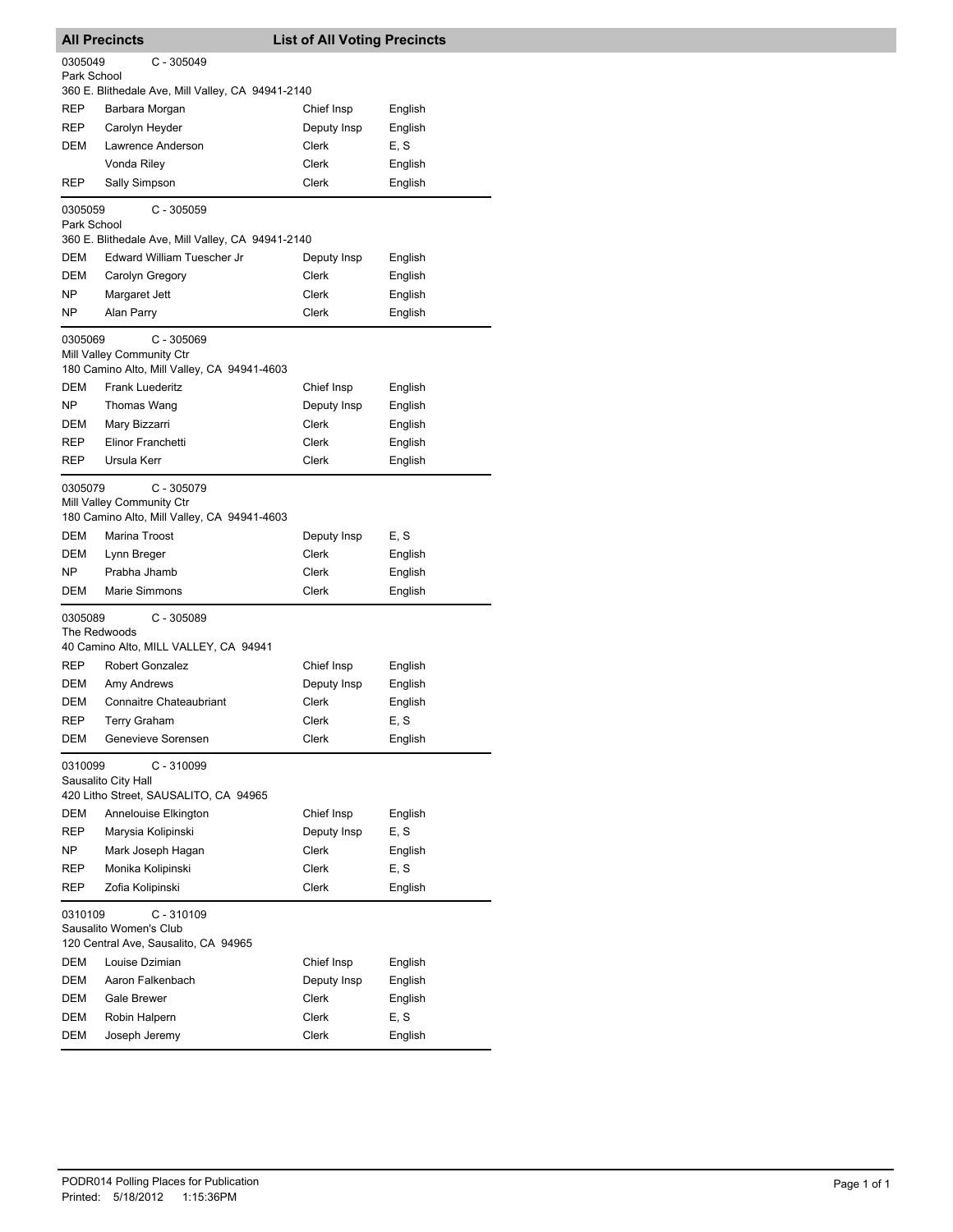## All Precincts — List of All Voting Precincts

**0305049** C - 305049
Park School
360 E. Blithedale Ave, Mill Valley, CA 94941-2140

| Party | Name | Position | Language |
| --- | --- | --- | --- |
| REP | Barbara Morgan | Chief Insp | English |
| REP | Carolyn Heyder | Deputy Insp | English |
| DEM | Lawrence Anderson | Clerk | E, S |
| | Vonda Riley | Clerk | English |
| REP | Sally Simpson | Clerk | English |

**0305059** C - 305059
Park School
360 E. Blithedale Ave, Mill Valley, CA 94941-2140

| Party | Name | Position | Language |
| --- | --- | --- | --- |
| DEM | Edward William Tuescher Jr | Deputy Insp | English |
| DEM | Carolyn Gregory | Clerk | English |
| NP | Margaret Jett | Clerk | English |
| NP | Alan Parry | Clerk | English |

**0305069** C - 305069
Mill Valley Community Ctr
180 Camino Alto, Mill Valley, CA 94941-4603

| Party | Name | Position | Language |
| --- | --- | --- | --- |
| DEM | Frank Luederitz | Chief Insp | English |
| NP | Thomas Wang | Deputy Insp | English |
| DEM | Mary Bizzarri | Clerk | English |
| REP | Elinor Franchetti | Clerk | English |
| REP | Ursula Kerr | Clerk | English |

**0305079** C - 305079
Mill Valley Community Ctr
180 Camino Alto, Mill Valley, CA 94941-4603

| Party | Name | Position | Language |
| --- | --- | --- | --- |
| DEM | Marina Troost | Deputy Insp | E, S |
| DEM | Lynn Breger | Clerk | English |
| NP | Prabha Jhamb | Clerk | English |
| DEM | Marie Simmons | Clerk | English |

**0305089** C - 305089
The Redwoods
40 Camino Alto, MILL VALLEY, CA 94941

| Party | Name | Position | Language |
| --- | --- | --- | --- |
| REP | Robert Gonzalez | Chief Insp | English |
| DEM | Amy Andrews | Deputy Insp | English |
| DEM | Connaitre Chateaubriant | Clerk | English |
| REP | Terry Graham | Clerk | E, S |
| DEM | Genevieve Sorensen | Clerk | English |

**0310099** C - 310099
Sausalito City Hall
420 Litho Street, SAUSALITO, CA 94965

| Party | Name | Position | Language |
| --- | --- | --- | --- |
| DEM | Annelouise Elkington | Chief Insp | English |
| REP | Marysia Kolipinski | Deputy Insp | E, S |
| NP | Mark Joseph Hagan | Clerk | English |
| REP | Monika Kolipinski | Clerk | E, S |
| REP | Zofia Kolipinski | Clerk | English |

**0310109** C - 310109
Sausalito Women's Club
120 Central Ave, Sausalito, CA 94965

| Party | Name | Position | Language |
| --- | --- | --- | --- |
| DEM | Louise Dzimian | Chief Insp | English |
| DEM | Aaron Falkenbach | Deputy Insp | English |
| DEM | Gale Brewer | Clerk | English |
| DEM | Robin Halpern | Clerk | E, S |
| DEM | Joseph Jeremy | Clerk | English |

PODR014 Polling Places for Publication
Printed: 5/18/2012 1:15:36PM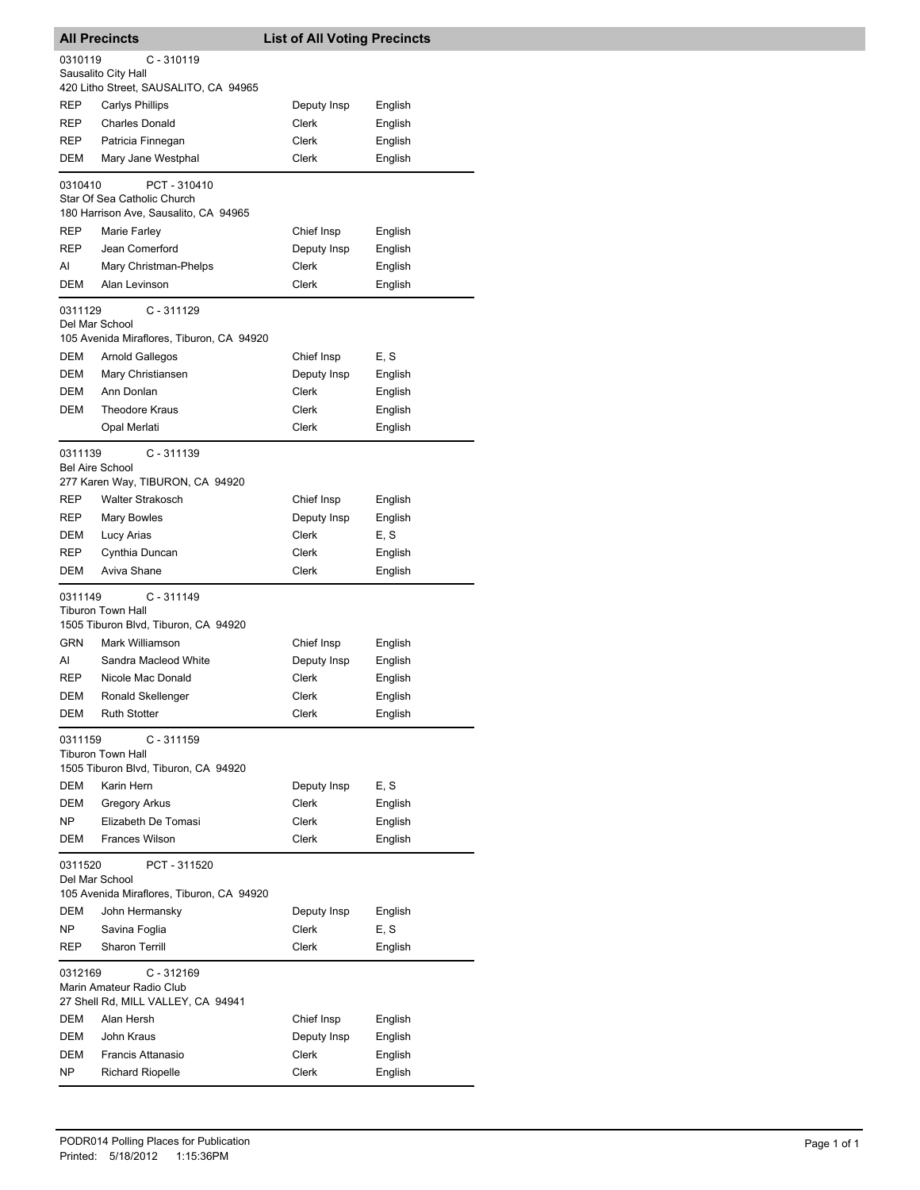## All Precincts — List of All Voting Precincts

**0310119** C - 310119
Sausalito City Hall
420 Litho Street, SAUSALITO, CA 94965

| | | | |
|---|---|---|---|
| REP | Carlys Phillips | Deputy Insp | English |
| REP | Charles Donald | Clerk | English |
| REP | Patricia Finnegan | Clerk | English |
| DEM | Mary Jane Westphal | Clerk | English |

**0310410** PCT - 310410
Star Of Sea Catholic Church
180 Harrison Ave, Sausalito, CA 94965

| | | | |
|---|---|---|---|
| REP | Marie Farley | Chief Insp | English |
| REP | Jean Comerford | Deputy Insp | English |
| AI | Mary Christman-Phelps | Clerk | English |
| DEM | Alan Levinson | Clerk | English |

**0311129** C - 311129
Del Mar School
105 Avenida Miraflores, Tiburon, CA 94920

| | | | |
|---|---|---|---|
| DEM | Arnold Gallegos | Chief Insp | E, S |
| DEM | Mary Christiansen | Deputy Insp | English |
| DEM | Ann Donlan | Clerk | English |
| DEM | Theodore Kraus | Clerk | English |
| | Opal Merlati | Clerk | English |

**0311139** C - 311139
Bel Aire School
277 Karen Way, TIBURON, CA 94920

| | | | |
|---|---|---|---|
| REP | Walter Strakosch | Chief Insp | English |
| REP | Mary Bowles | Deputy Insp | English |
| DEM | Lucy Arias | Clerk | E, S |
| REP | Cynthia Duncan | Clerk | English |
| DEM | Aviva Shane | Clerk | English |

**0311149** C - 311149
Tiburon Town Hall
1505 Tiburon Blvd, Tiburon, CA 94920

| | | | |
|---|---|---|---|
| GRN | Mark Williamson | Chief Insp | English |
| AI | Sandra Macleod White | Deputy Insp | English |
| REP | Nicole Mac Donald | Clerk | English |
| DEM | Ronald Skellenger | Clerk | English |
| DEM | Ruth Stotter | Clerk | English |

**0311159** C - 311159
Tiburon Town Hall
1505 Tiburon Blvd, Tiburon, CA 94920

| | | | |
|---|---|---|---|
| DEM | Karin Hern | Deputy Insp | E, S |
| DEM | Gregory Arkus | Clerk | English |
| NP | Elizabeth De Tomasi | Clerk | English |
| DEM | Frances Wilson | Clerk | English |

**0311520** PCT - 311520
Del Mar School
105 Avenida Miraflores, Tiburon, CA 94920

| | | | |
|---|---|---|---|
| DEM | John Hermansky | Deputy Insp | English |
| NP | Savina Foglia | Clerk | E, S |
| REP | Sharon Terrill | Clerk | English |

**0312169** C - 312169
Marin Amateur Radio Club
27 Shell Rd, MILL VALLEY, CA 94941

| | | | |
|---|---|---|---|
| DEM | Alan Hersh | Chief Insp | English |
| DEM | John Kraus | Deputy Insp | English |
| DEM | Francis Attanasio | Clerk | English |
| NP | Richard Riopelle | Clerk | English |

PODR014 Polling Places for Publication
Printed: 5/18/2012 1:15:36PM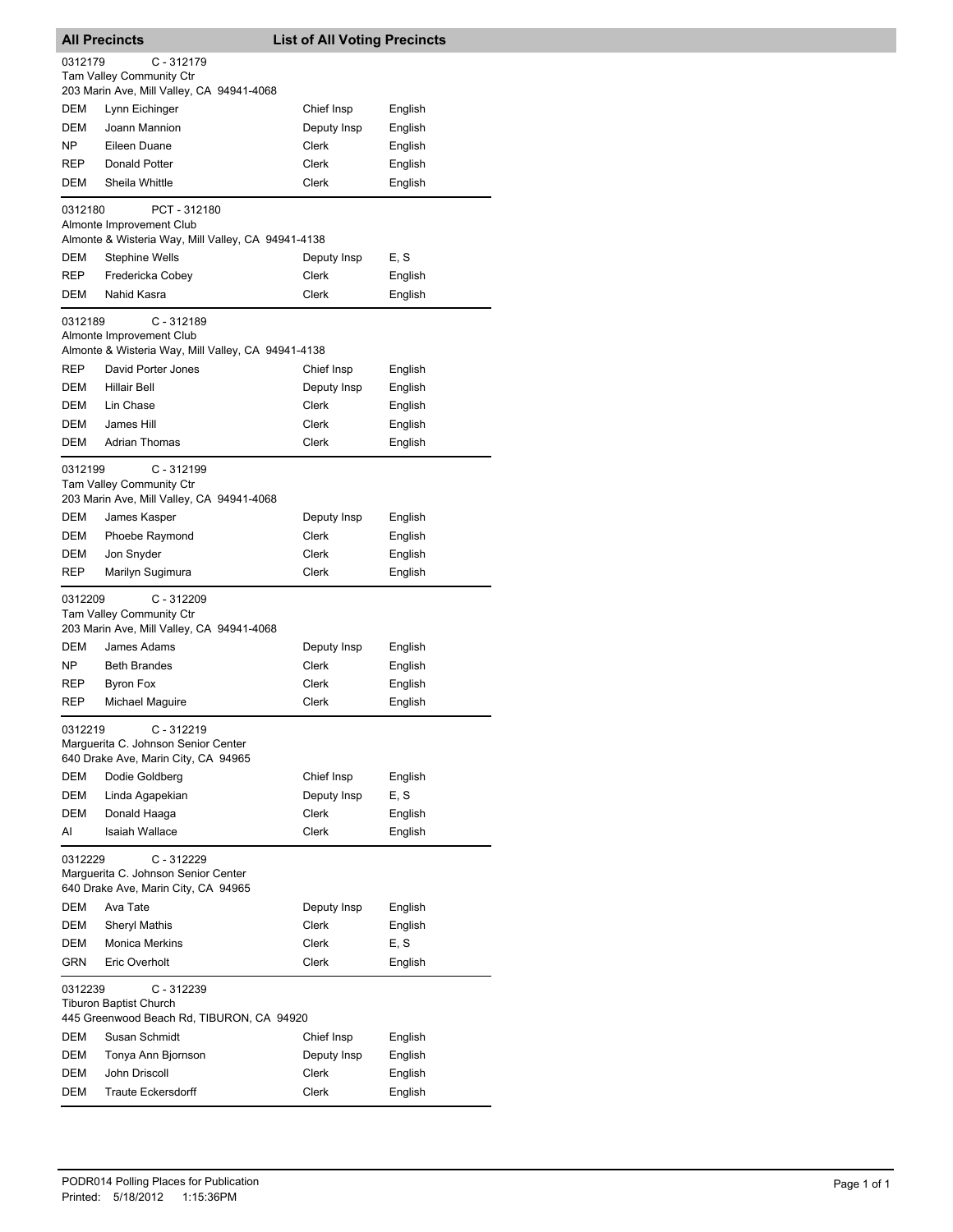## All Precincts — List of All Voting Precincts

**0312179** C - 312179
Tam Valley Community Ctr
203 Marin Ave, Mill Valley, CA 94941-4068

| | | | |
|---|---|---|---|
| DEM | Lynn Eichinger | Chief Insp | English |
| DEM | Joann Mannion | Deputy Insp | English |
| NP | Eileen Duane | Clerk | English |
| REP | Donald Potter | Clerk | English |
| DEM | Sheila Whittle | Clerk | English |

**0312180** PCT - 312180
Almonte Improvement Club
Almonte & Wisteria Way, Mill Valley, CA 94941-4138

| | | | |
|---|---|---|---|
| DEM | Stephine Wells | Deputy Insp | E, S |
| REP | Fredericka Cobey | Clerk | English |
| DEM | Nahid Kasra | Clerk | English |

**0312189** C - 312189
Almonte Improvement Club
Almonte & Wisteria Way, Mill Valley, CA 94941-4138

| | | | |
|---|---|---|---|
| REP | David Porter Jones | Chief Insp | English |
| DEM | Hillair Bell | Deputy Insp | English |
| DEM | Lin Chase | Clerk | English |
| DEM | James Hill | Clerk | English |
| DEM | Adrian Thomas | Clerk | English |

**0312199** C - 312199
Tam Valley Community Ctr
203 Marin Ave, Mill Valley, CA 94941-4068

| | | | |
|---|---|---|---|
| DEM | James Kasper | Deputy Insp | English |
| DEM | Phoebe Raymond | Clerk | English |
| DEM | Jon Snyder | Clerk | English |
| REP | Marilyn Sugimura | Clerk | English |

**0312209** C - 312209
Tam Valley Community Ctr
203 Marin Ave, Mill Valley, CA 94941-4068

| | | | |
|---|---|---|---|
| DEM | James Adams | Deputy Insp | English |
| NP | Beth Brandes | Clerk | English |
| REP | Byron Fox | Clerk | English |
| REP | Michael Maguire | Clerk | English |

**0312219** C - 312219
Marguerita C. Johnson Senior Center
640 Drake Ave, Marin City, CA 94965

| | | | |
|---|---|---|---|
| DEM | Dodie Goldberg | Chief Insp | English |
| DEM | Linda Agapekian | Deputy Insp | E, S |
| DEM | Donald Haaga | Clerk | English |
| AI | Isaiah Wallace | Clerk | English |

**0312229** C - 312229
Marguerita C. Johnson Senior Center
640 Drake Ave, Marin City, CA 94965

| | | | |
|---|---|---|---|
| DEM | Ava Tate | Deputy Insp | English |
| DEM | Sheryl Mathis | Clerk | English |
| DEM | Monica Merkins | Clerk | E, S |
| GRN | Eric Overholt | Clerk | English |

**0312239** C - 312239
Tiburon Baptist Church
445 Greenwood Beach Rd, TIBURON, CA 94920

| | | | |
|---|---|---|---|
| DEM | Susan Schmidt | Chief Insp | English |
| DEM | Tonya Ann Bjornson | Deputy Insp | English |
| DEM | John Driscoll | Clerk | English |
| DEM | Traute Eckersdorff | Clerk | English |

PODR014 Polling Places for Publication
Printed: 5/18/2012 1:15:36PM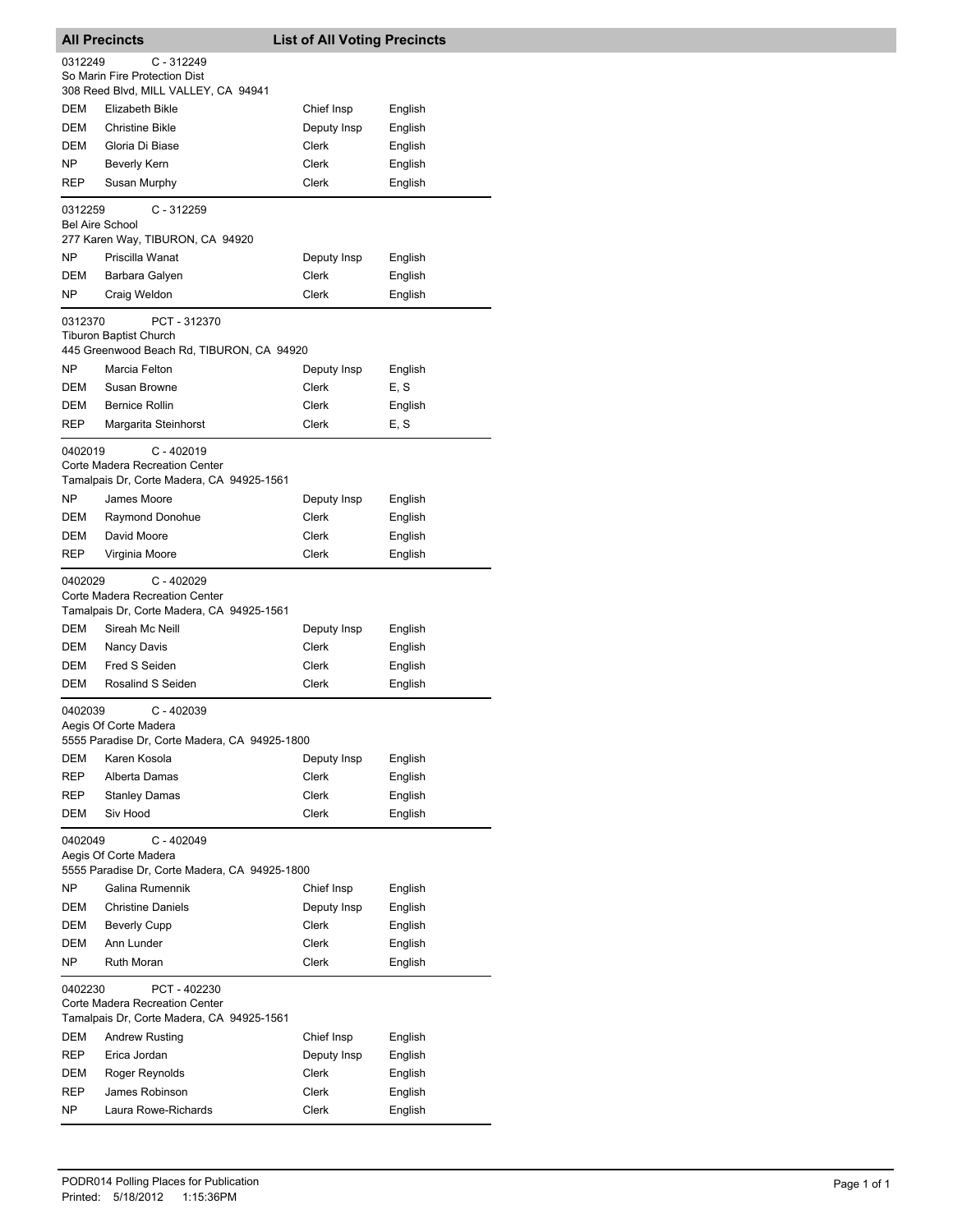## All Precincts — List of All Voting Precincts

**0312249** C - 312249
So Marin Fire Protection Dist
308 Reed Blvd, MILL VALLEY, CA 94941

| Party | Name | Position | Language |
|---|---|---|---|
| DEM | Elizabeth Bikle | Chief Insp | English |
| DEM | Christine Bikle | Deputy Insp | English |
| DEM | Gloria Di Biase | Clerk | English |
| NP | Beverly Kern | Clerk | English |
| REP | Susan Murphy | Clerk | English |

**0312259** C - 312259
Bel Aire School
277 Karen Way, TIBURON, CA 94920

| Party | Name | Position | Language |
|---|---|---|---|
| NP | Priscilla Wanat | Deputy Insp | English |
| DEM | Barbara Galyen | Clerk | English |
| NP | Craig Weldon | Clerk | English |

**0312370** PCT - 312370
Tiburon Baptist Church
445 Greenwood Beach Rd, TIBURON, CA 94920

| Party | Name | Position | Language |
|---|---|---|---|
| NP | Marcia Felton | Deputy Insp | English |
| DEM | Susan Browne | Clerk | E, S |
| DEM | Bernice Rollin | Clerk | English |
| REP | Margarita Steinhorst | Clerk | E, S |

**0402019** C - 402019
Corte Madera Recreation Center
Tamalpais Dr, Corte Madera, CA 94925-1561

| Party | Name | Position | Language |
|---|---|---|---|
| NP | James Moore | Deputy Insp | English |
| DEM | Raymond Donohue | Clerk | English |
| DEM | David Moore | Clerk | English |
| REP | Virginia Moore | Clerk | English |

**0402029** C - 402029
Corte Madera Recreation Center
Tamalpais Dr, Corte Madera, CA 94925-1561

| Party | Name | Position | Language |
|---|---|---|---|
| DEM | Sireah Mc Neill | Deputy Insp | English |
| DEM | Nancy Davis | Clerk | English |
| DEM | Fred S Seiden | Clerk | English |
| DEM | Rosalind S Seiden | Clerk | English |

**0402039** C - 402039
Aegis Of Corte Madera
5555 Paradise Dr, Corte Madera, CA 94925-1800

| Party | Name | Position | Language |
|---|---|---|---|
| DEM | Karen Kosola | Deputy Insp | English |
| REP | Alberta Damas | Clerk | English |
| REP | Stanley Damas | Clerk | English |
| DEM | Siv Hood | Clerk | English |

**0402049** C - 402049
Aegis Of Corte Madera
5555 Paradise Dr, Corte Madera, CA 94925-1800

| Party | Name | Position | Language |
|---|---|---|---|
| NP | Galina Rumennik | Chief Insp | English |
| DEM | Christine Daniels | Deputy Insp | English |
| DEM | Beverly Cupp | Clerk | English |
| DEM | Ann Lunder | Clerk | English |
| NP | Ruth Moran | Clerk | English |

**0402230** PCT - 402230
Corte Madera Recreation Center
Tamalpais Dr, Corte Madera, CA 94925-1561

| Party | Name | Position | Language |
|---|---|---|---|
| DEM | Andrew Rusting | Chief Insp | English |
| REP | Erica Jordan | Deputy Insp | English |
| DEM | Roger Reynolds | Clerk | English |
| REP | James Robinson | Clerk | English |
| NP | Laura Rowe-Richards | Clerk | English |

PODR014 Polling Places for Publication
Printed: 5/18/2012 1:15:36PM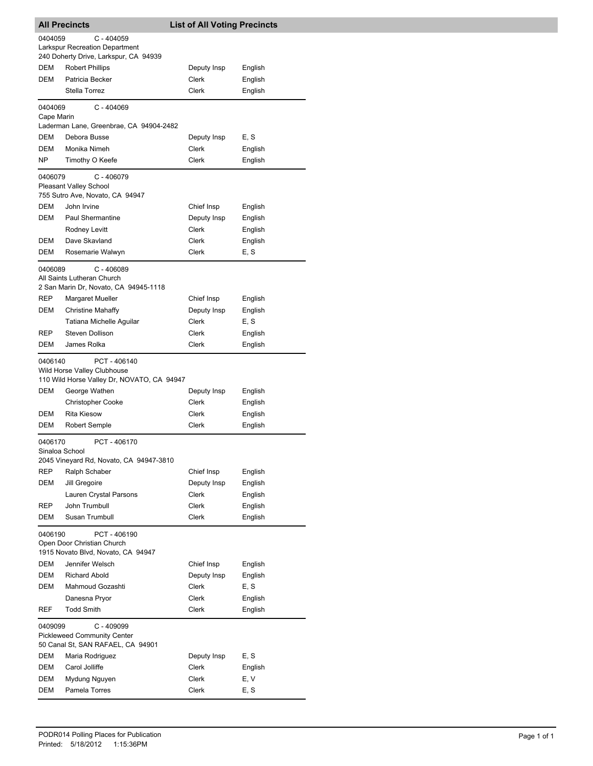## All Precincts — List of All Voting Precincts

**0404059** C - 404059
Larkspur Recreation Department
240 Doherty Drive, Larkspur, CA 94939

| Party | Name | Position | Language |
|---|---|---|---|
| DEM | Robert Phillips | Deputy Insp | English |
| DEM | Patricia Becker | Clerk | English |
| | Stella Torrez | Clerk | English |

**0404069** C - 404069
Cape Marin
Laderman Lane, Greenbrae, CA 94904-2482

| Party | Name | Position | Language |
|---|---|---|---|
| DEM | Debora Busse | Deputy Insp | E, S |
| DEM | Monika Nimeh | Clerk | English |
| NP | Timothy O Keefe | Clerk | English |

**0406079** C - 406079
Pleasant Valley School
755 Sutro Ave, Novato, CA 94947

| Party | Name | Position | Language |
|---|---|---|---|
| DEM | John Irvine | Chief Insp | English |
| DEM | Paul Shermantine | Deputy Insp | English |
| | Rodney Levitt | Clerk | English |
| DEM | Dave Skavland | Clerk | English |
| DEM | Rosemarie Walwyn | Clerk | E, S |

**0406089** C - 406089
All Saints Lutheran Church
2 San Marin Dr, Novato, CA 94945-1118

| Party | Name | Position | Language |
|---|---|---|---|
| REP | Margaret Mueller | Chief Insp | English |
| DEM | Christine Mahaffy | Deputy Insp | English |
| | Tatiana Michelle Aguilar | Clerk | E, S |
| REP | Steven Dollison | Clerk | English |
| DEM | James Rolka | Clerk | English |

**0406140** PCT - 406140
Wild Horse Valley Clubhouse
110 Wild Horse Valley Dr, NOVATO, CA 94947

| Party | Name | Position | Language |
|---|---|---|---|
| DEM | George Wathen | Deputy Insp | English |
| | Christopher Cooke | Clerk | English |
| DEM | Rita Kiesow | Clerk | English |
| DEM | Robert Semple | Clerk | English |

**0406170** PCT - 406170
Sinaloa School
2045 Vineyard Rd, Novato, CA 94947-3810

| Party | Name | Position | Language |
|---|---|---|---|
| REP | Ralph Schaber | Chief Insp | English |
| DEM | Jill Gregoire | Deputy Insp | English |
| | Lauren Crystal Parsons | Clerk | English |
| REP | John Trumbull | Clerk | English |
| DEM | Susan Trumbull | Clerk | English |

**0406190** PCT - 406190
Open Door Christian Church
1915 Novato Blvd, Novato, CA 94947

| Party | Name | Position | Language |
|---|---|---|---|
| DEM | Jennifer Welsch | Chief Insp | English |
| DEM | Richard Abold | Deputy Insp | English |
| DEM | Mahmoud Gozashti | Clerk | E, S |
| | Danesna Pryor | Clerk | English |
| REF | Todd Smith | Clerk | English |

**0409099** C - 409099
Pickleweed Community Center
50 Canal St, SAN RAFAEL, CA 94901

| Party | Name | Position | Language |
|---|---|---|---|
| DEM | Maria Rodriguez | Deputy Insp | E, S |
| DEM | Carol Jolliffe | Clerk | English |
| DEM | Mydung Nguyen | Clerk | E, V |
| DEM | Pamela Torres | Clerk | E, S |

PODR014 Polling Places for Publication
Printed: 5/18/2012 1:15:36PM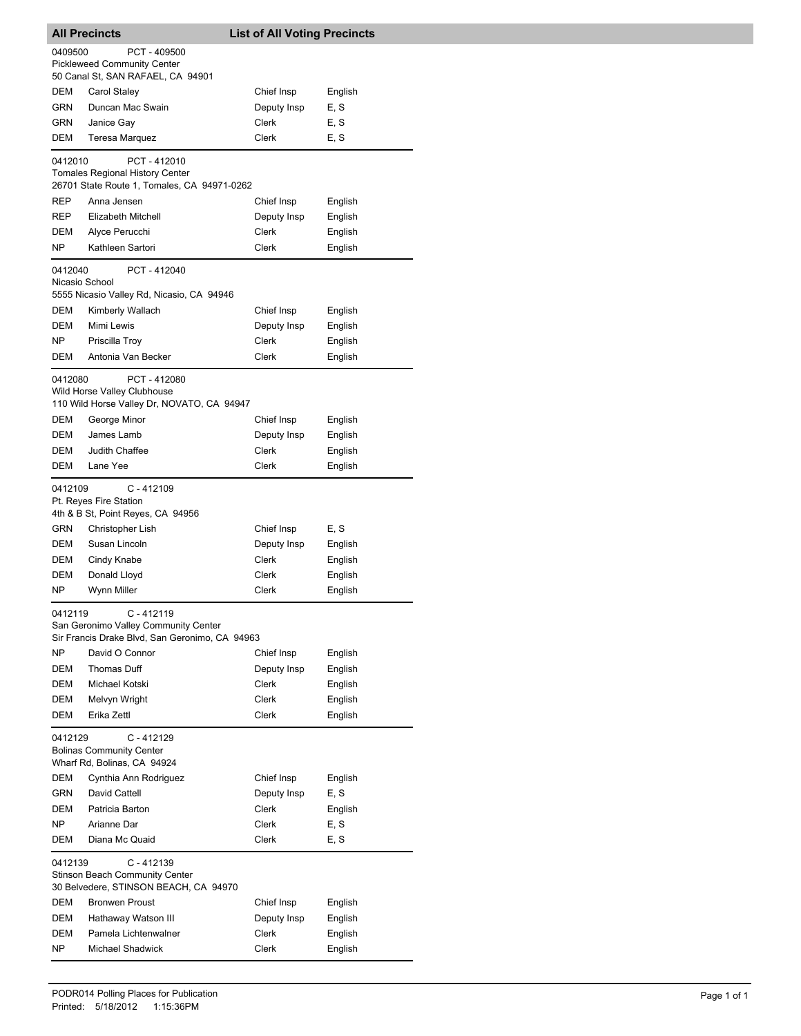## All Precincts — List of All Voting Precincts

**0409500** PCT - 409500
Pickleweed Community Center
50 Canal St, SAN RAFAEL, CA 94901

| | | | |
|---|---|---|---|
| DEM | Carol Staley | Chief Insp | English |
| GRN | Duncan Mac Swain | Deputy Insp | E, S |
| GRN | Janice Gay | Clerk | E, S |
| DEM | Teresa Marquez | Clerk | E, S |

**0412010** PCT - 412010
Tomales Regional History Center
26701 State Route 1, Tomales, CA 94971-0262

| | | | |
|---|---|---|---|
| REP | Anna Jensen | Chief Insp | English |
| REP | Elizabeth Mitchell | Deputy Insp | English |
| DEM | Alyce Perucchi | Clerk | English |
| NP | Kathleen Sartori | Clerk | English |

**0412040** PCT - 412040
Nicasio School
5555 Nicasio Valley Rd, Nicasio, CA 94946

| | | | |
|---|---|---|---|
| DEM | Kimberly Wallach | Chief Insp | English |
| DEM | Mimi Lewis | Deputy Insp | English |
| NP | Priscilla Troy | Clerk | English |
| DEM | Antonia Van Becker | Clerk | English |

**0412080** PCT - 412080
Wild Horse Valley Clubhouse
110 Wild Horse Valley Dr, NOVATO, CA 94947

| | | | |
|---|---|---|---|
| DEM | George Minor | Chief Insp | English |
| DEM | James Lamb | Deputy Insp | English |
| DEM | Judith Chaffee | Clerk | English |
| DEM | Lane Yee | Clerk | English |

**0412109** C - 412109
Pt. Reyes Fire Station
4th & B St, Point Reyes, CA 94956

| | | | |
|---|---|---|---|
| GRN | Christopher Lish | Chief Insp | E, S |
| DEM | Susan Lincoln | Deputy Insp | English |
| DEM | Cindy Knabe | Clerk | English |
| DEM | Donald Lloyd | Clerk | English |
| NP | Wynn Miller | Clerk | English |

**0412119** C - 412119
San Geronimo Valley Community Center
Sir Francis Drake Blvd, San Geronimo, CA 94963

| | | | |
|---|---|---|---|
| NP | David O Connor | Chief Insp | English |
| DEM | Thomas Duff | Deputy Insp | English |
| DEM | Michael Kotski | Clerk | English |
| DEM | Melvyn Wright | Clerk | English |
| DEM | Erika Zettl | Clerk | English |

**0412129** C - 412129
Bolinas Community Center
Wharf Rd, Bolinas, CA 94924

| | | | |
|---|---|---|---|
| DEM | Cynthia Ann Rodriguez | Chief Insp | English |
| GRN | David Cattell | Deputy Insp | E, S |
| DEM | Patricia Barton | Clerk | English |
| NP | Arianne Dar | Clerk | E, S |
| DEM | Diana Mc Quaid | Clerk | E, S |

**0412139** C - 412139
Stinson Beach Community Center
30 Belvedere, STINSON BEACH, CA 94970

| | | | |
|---|---|---|---|
| DEM | Bronwen Proust | Chief Insp | English |
| DEM | Hathaway Watson III | Deputy Insp | English |
| DEM | Pamela Lichtenwalner | Clerk | English |
| NP | Michael Shadwick | Clerk | English |

PODR014 Polling Places for Publication
Printed: 5/18/2012 1:15:36PM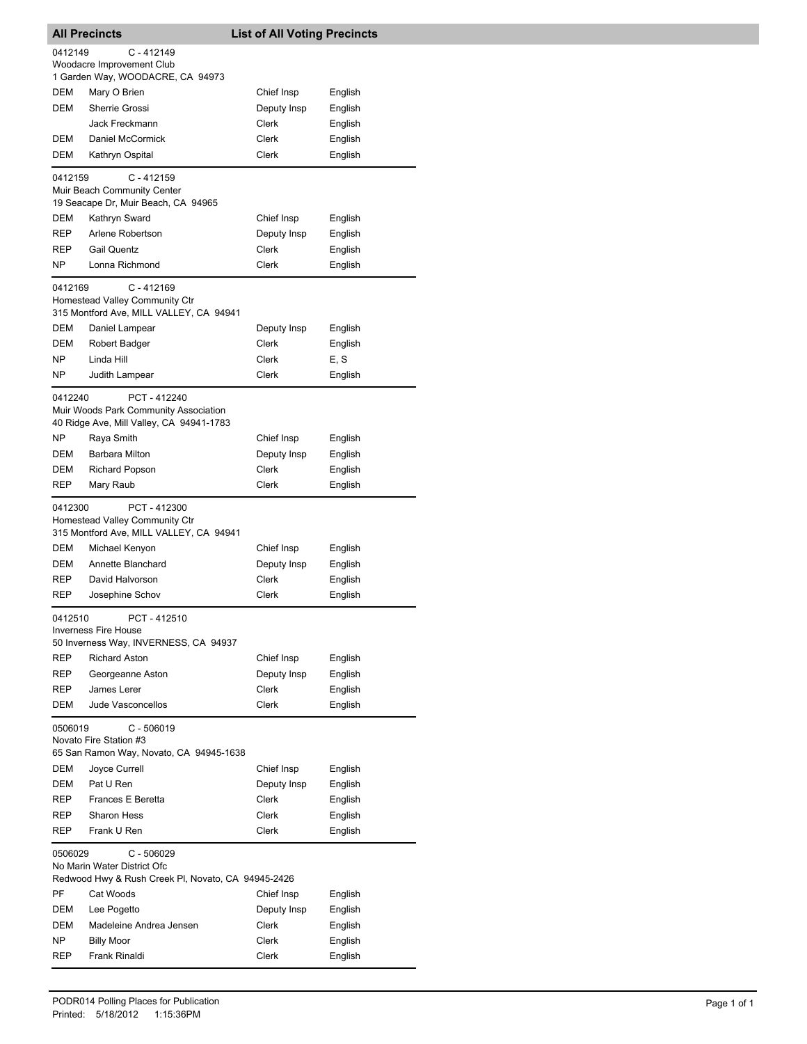## All Precincts — List of All Voting Precincts

**0412149** C - 412149
Woodacre Improvement Club
1 Garden Way, WOODACRE, CA 94973

| Party | Name | Position | Language |
|---|---|---|---|
| DEM | Mary O Brien | Chief Insp | English |
| DEM | Sherrie Grossi | Deputy Insp | English |
| | Jack Freckmann | Clerk | English |
| DEM | Daniel McCormick | Clerk | English |
| DEM | Kathryn Ospital | Clerk | English |

**0412159** C - 412159
Muir Beach Community Center
19 Seacape Dr, Muir Beach, CA 94965

| Party | Name | Position | Language |
|---|---|---|---|
| DEM | Kathryn Sward | Chief Insp | English |
| REP | Arlene Robertson | Deputy Insp | English |
| REP | Gail Quentz | Clerk | English |
| NP | Lonna Richmond | Clerk | English |

**0412169** C - 412169
Homestead Valley Community Ctr
315 Montford Ave, MILL VALLEY, CA 94941

| Party | Name | Position | Language |
|---|---|---|---|
| DEM | Daniel Lampear | Deputy Insp | English |
| DEM | Robert Badger | Clerk | English |
| NP | Linda Hill | Clerk | E, S |
| NP | Judith Lampear | Clerk | English |

**0412240** PCT - 412240
Muir Woods Park Community Association
40 Ridge Ave, Mill Valley, CA 94941-1783

| Party | Name | Position | Language |
|---|---|---|---|
| NP | Raya Smith | Chief Insp | English |
| DEM | Barbara Milton | Deputy Insp | English |
| DEM | Richard Popson | Clerk | English |
| REP | Mary Raub | Clerk | English |

**0412300** PCT - 412300
Homestead Valley Community Ctr
315 Montford Ave, MILL VALLEY, CA 94941

| Party | Name | Position | Language |
|---|---|---|---|
| DEM | Michael Kenyon | Chief Insp | English |
| DEM | Annette Blanchard | Deputy Insp | English |
| REP | David Halvorson | Clerk | English |
| REP | Josephine Schov | Clerk | English |

**0412510** PCT - 412510
Inverness Fire House
50 Inverness Way, INVERNESS, CA 94937

| Party | Name | Position | Language |
|---|---|---|---|
| REP | Richard Aston | Chief Insp | English |
| REP | Georgeanne Aston | Deputy Insp | English |
| REP | James Lerer | Clerk | English |
| DEM | Jude Vasconcellos | Clerk | English |

**0506019** C - 506019
Novato Fire Station #3
65 San Ramon Way, Novato, CA 94945-1638

| Party | Name | Position | Language |
|---|---|---|---|
| DEM | Joyce Currell | Chief Insp | English |
| DEM | Pat U Ren | Deputy Insp | English |
| REP | Frances E Beretta | Clerk | English |
| REP | Sharon Hess | Clerk | English |
| REP | Frank U Ren | Clerk | English |

**0506029** C - 506029
No Marin Water District Ofc
Redwood Hwy & Rush Creek Pl, Novato, CA 94945-2426

| Party | Name | Position | Language |
|---|---|---|---|
| PF | Cat Woods | Chief Insp | English |
| DEM | Lee Pogetto | Deputy Insp | English |
| DEM | Madeleine Andrea Jensen | Clerk | English |
| NP | Billy Moor | Clerk | English |
| REP | Frank Rinaldi | Clerk | English |

PODR014 Polling Places for Publication
Printed: 5/18/2012 1:15:36PM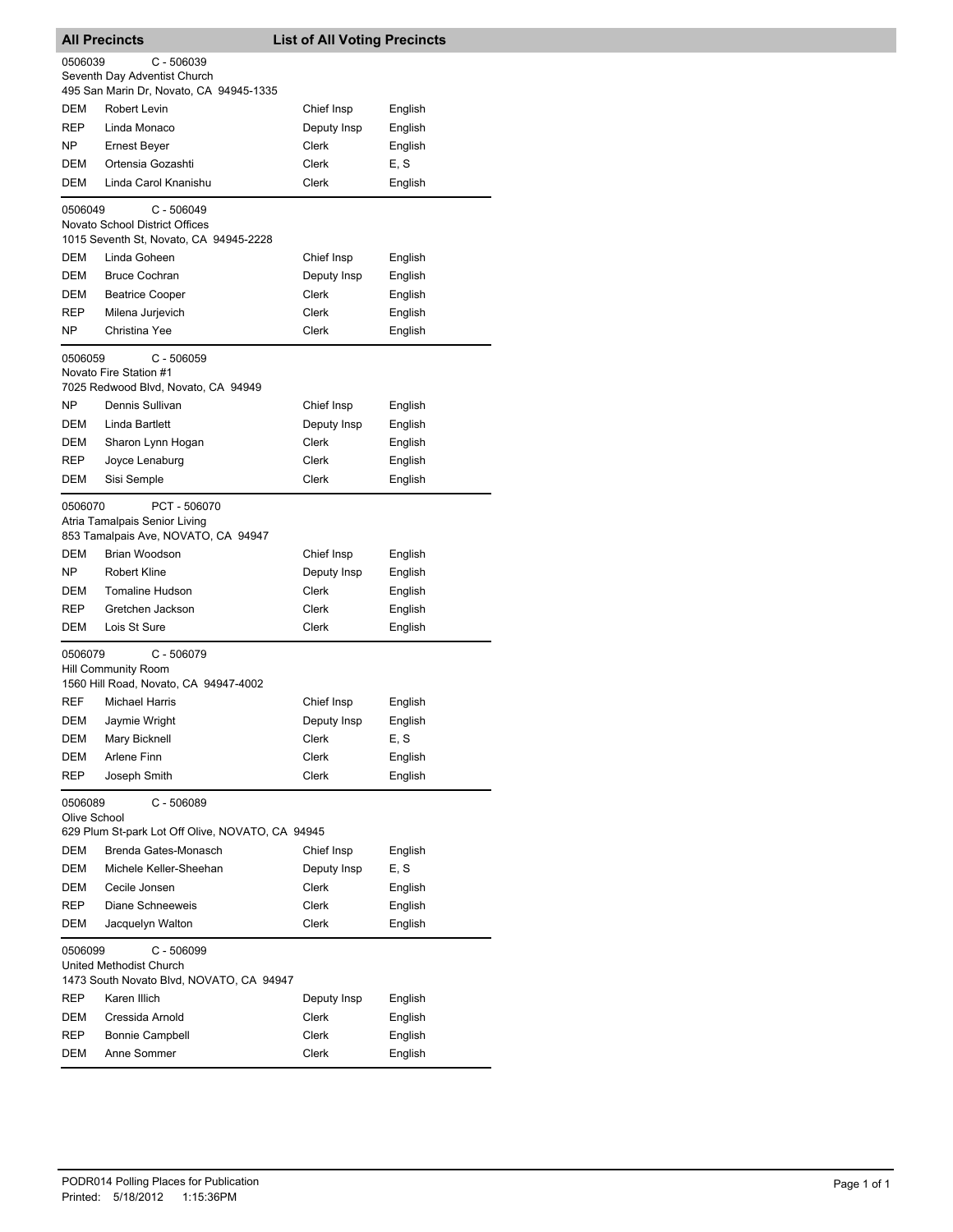## All Precincts — List of All Voting Precincts

**0506039** C - 506039
Seventh Day Adventist Church
495 San Marin Dr, Novato, CA 94945-1335

| Party | Name | Position | Language |
|---|---|---|---|
| DEM | Robert Levin | Chief Insp | English |
| REP | Linda Monaco | Deputy Insp | English |
| NP | Ernest Beyer | Clerk | English |
| DEM | Ortensia Gozashti | Clerk | E, S |
| DEM | Linda Carol Knanishu | Clerk | English |

**0506049** C - 506049
Novato School District Offices
1015 Seventh St, Novato, CA 94945-2228

| Party | Name | Position | Language |
|---|---|---|---|
| DEM | Linda Goheen | Chief Insp | English |
| DEM | Bruce Cochran | Deputy Insp | English |
| DEM | Beatrice Cooper | Clerk | English |
| REP | Milena Jurjevich | Clerk | English |
| NP | Christina Yee | Clerk | English |

**0506059** C - 506059
Novato Fire Station #1
7025 Redwood Blvd, Novato, CA 94949

| Party | Name | Position | Language |
|---|---|---|---|
| NP | Dennis Sullivan | Chief Insp | English |
| DEM | Linda Bartlett | Deputy Insp | English |
| DEM | Sharon Lynn Hogan | Clerk | English |
| REP | Joyce Lenaburg | Clerk | English |
| DEM | Sisi Semple | Clerk | English |

**0506070** PCT - 506070
Atria Tamalpais Senior Living
853 Tamalpais Ave, NOVATO, CA 94947

| Party | Name | Position | Language |
|---|---|---|---|
| DEM | Brian Woodson | Chief Insp | English |
| NP | Robert Kline | Deputy Insp | English |
| DEM | Tomaline Hudson | Clerk | English |
| REP | Gretchen Jackson | Clerk | English |
| DEM | Lois St Sure | Clerk | English |

**0506079** C - 506079
Hill Community Room
1560 Hill Road, Novato, CA 94947-4002

| Party | Name | Position | Language |
|---|---|---|---|
| REF | Michael Harris | Chief Insp | English |
| DEM | Jaymie Wright | Deputy Insp | English |
| DEM | Mary Bicknell | Clerk | E, S |
| DEM | Arlene Finn | Clerk | English |
| REP | Joseph Smith | Clerk | English |

**0506089** C - 506089
Olive School
629 Plum St-park Lot Off Olive, NOVATO, CA 94945

| Party | Name | Position | Language |
|---|---|---|---|
| DEM | Brenda Gates-Monasch | Chief Insp | English |
| DEM | Michele Keller-Sheehan | Deputy Insp | E, S |
| DEM | Cecile Jonsen | Clerk | English |
| REP | Diane Schneeweis | Clerk | English |
| DEM | Jacquelyn Walton | Clerk | English |

**0506099** C - 506099
United Methodist Church
1473 South Novato Blvd, NOVATO, CA 94947

| Party | Name | Position | Language |
|---|---|---|---|
| REP | Karen Illich | Deputy Insp | English |
| DEM | Cressida Arnold | Clerk | English |
| REP | Bonnie Campbell | Clerk | English |
| DEM | Anne Sommer | Clerk | English |

PODR014 Polling Places for Publication
Printed: 5/18/2012 1:15:36PM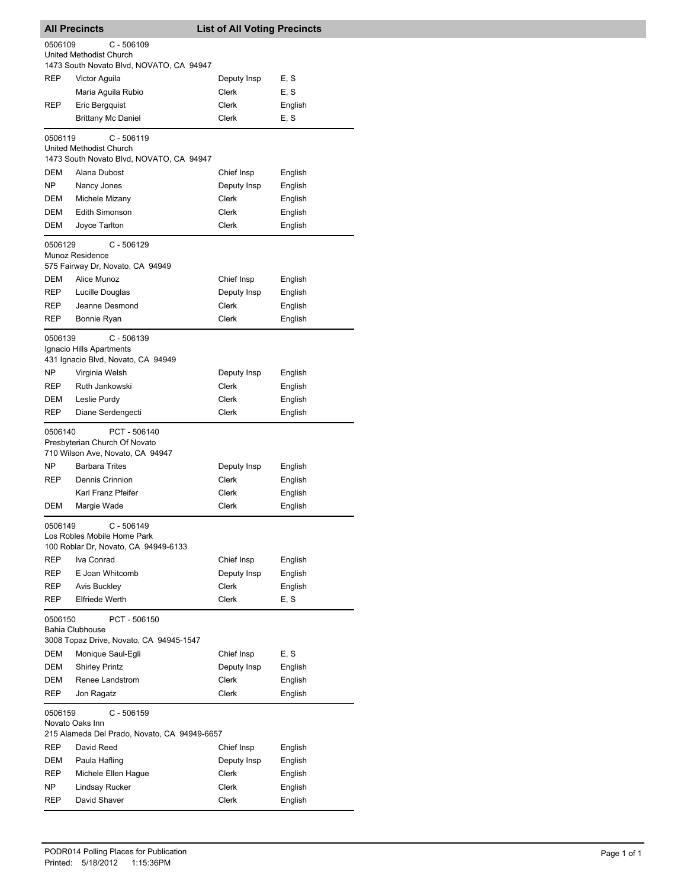## All Precincts — List of All Voting Precincts

**0506109** C - 506109
United Methodist Church
1473 South Novato Blvd, NOVATO, CA 94947

| Party | Name | Position | Language |
|---|---|---|---|
| REP | Victor Aguila | Deputy Insp | E, S |
| | Maria Aguila Rubio | Clerk | E, S |
| REP | Eric Bergquist | Clerk | English |
| | Brittany Mc Daniel | Clerk | E, S |

**0506119** C - 506119
United Methodist Church
1473 South Novato Blvd, NOVATO, CA 94947

| Party | Name | Position | Language |
|---|---|---|---|
| DEM | Alana Dubost | Chief Insp | English |
| NP | Nancy Jones | Deputy Insp | English |
| DEM | Michele Mizany | Clerk | English |
| DEM | Edith Simonson | Clerk | English |
| DEM | Joyce Tarlton | Clerk | English |

**0506129** C - 506129
Munoz Residence
575 Fairway Dr, Novato, CA 94949

| Party | Name | Position | Language |
|---|---|---|---|
| DEM | Alice Munoz | Chief Insp | English |
| REP | Lucille Douglas | Deputy Insp | English |
| REP | Jeanne Desmond | Clerk | English |
| REP | Bonnie Ryan | Clerk | English |

**0506139** C - 506139
Ignacio Hills Apartments
431 Ignacio Blvd, Novato, CA 94949

| Party | Name | Position | Language |
|---|---|---|---|
| NP | Virginia Welsh | Deputy Insp | English |
| REP | Ruth Jankowski | Clerk | English |
| DEM | Leslie Purdy | Clerk | English |
| REP | Diane Serdengecti | Clerk | English |

**0506140** PCT - 506140
Presbyterian Church Of Novato
710 Wilson Ave, Novato, CA 94947

| Party | Name | Position | Language |
|---|---|---|---|
| NP | Barbara Trites | Deputy Insp | English |
| REP | Dennis Crinnion | Clerk | English |
| | Karl Franz Pfeifer | Clerk | English |
| DEM | Margie Wade | Clerk | English |

**0506149** C - 506149
Los Robles Mobile Home Park
100 Roblar Dr, Novato, CA 94949-6133

| Party | Name | Position | Language |
|---|---|---|---|
| REP | Iva Conrad | Chief Insp | English |
| REP | E Joan Whitcomb | Deputy Insp | English |
| REP | Avis Buckley | Clerk | English |
| REP | Elfriede Werth | Clerk | E, S |

**0506150** PCT - 506150
Bahia Clubhouse
3008 Topaz Drive, Novato, CA 94945-1547

| Party | Name | Position | Language |
|---|---|---|---|
| DEM | Monique Saul-Egli | Chief Insp | E, S |
| DEM | Shirley Printz | Deputy Insp | English |
| DEM | Renee Landstrom | Clerk | English |
| REP | Jon Ragatz | Clerk | English |

**0506159** C - 506159
Novato Oaks Inn
215 Alameda Del Prado, Novato, CA 94949-6657

| Party | Name | Position | Language |
|---|---|---|---|
| REP | David Reed | Chief Insp | English |
| DEM | Paula Hafling | Deputy Insp | English |
| REP | Michele Ellen Hague | Clerk | English |
| NP | Lindsay Rucker | Clerk | English |
| REP | David Shaver | Clerk | English |

PODR014 Polling Places for Publication
Printed: 5/18/2012 1:15:36PM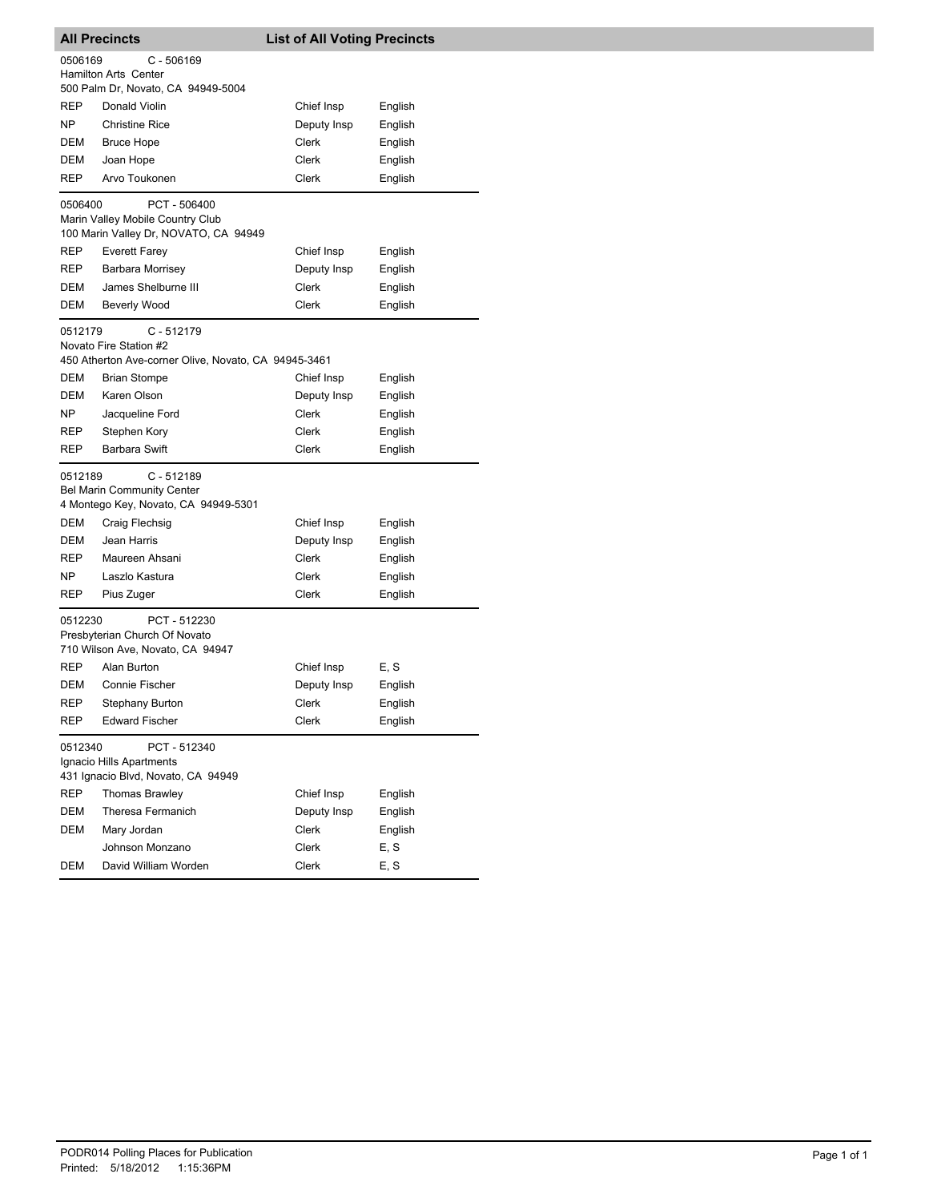## All Precincts — List of All Voting Precincts

**0506169** C - 506169
Hamilton Arts Center
500 Palm Dr, Novato, CA 94949-5004

| | | | |
|---|---|---|---|
| REP | Donald Violin | Chief Insp | English |
| NP | Christine Rice | Deputy Insp | English |
| DEM | Bruce Hope | Clerk | English |
| DEM | Joan Hope | Clerk | English |
| REP | Arvo Toukonen | Clerk | English |

**0506400** PCT - 506400
Marin Valley Mobile Country Club
100 Marin Valley Dr, NOVATO, CA 94949

| | | | |
|---|---|---|---|
| REP | Everett Farey | Chief Insp | English |
| REP | Barbara Morrisey | Deputy Insp | English |
| DEM | James Shelburne III | Clerk | English |
| DEM | Beverly Wood | Clerk | English |

**0512179** C - 512179
Novato Fire Station #2
450 Atherton Ave-corner Olive, Novato, CA 94945-3461

| | | | |
|---|---|---|---|
| DEM | Brian Stompe | Chief Insp | English |
| DEM | Karen Olson | Deputy Insp | English |
| NP | Jacqueline Ford | Clerk | English |
| REP | Stephen Kory | Clerk | English |
| REP | Barbara Swift | Clerk | English |

**0512189** C - 512189
Bel Marin Community Center
4 Montego Key, Novato, CA 94949-5301

| | | | |
|---|---|---|---|
| DEM | Craig Flechsig | Chief Insp | English |
| DEM | Jean Harris | Deputy Insp | English |
| REP | Maureen Ahsani | Clerk | English |
| NP | Laszlo Kastura | Clerk | English |
| REP | Pius Zuger | Clerk | English |

**0512230** PCT - 512230
Presbyterian Church Of Novato
710 Wilson Ave, Novato, CA 94947

| | | | |
|---|---|---|---|
| REP | Alan Burton | Chief Insp | E, S |
| DEM | Connie Fischer | Deputy Insp | English |
| REP | Stephany Burton | Clerk | English |
| REP | Edward Fischer | Clerk | English |

**0512340** PCT - 512340
Ignacio Hills Apartments
431 Ignacio Blvd, Novato, CA 94949

| | | | |
|---|---|---|---|
| REP | Thomas Brawley | Chief Insp | English |
| DEM | Theresa Fermanich | Deputy Insp | English |
| DEM | Mary Jordan | Clerk | English |
| | Johnson Monzano | Clerk | E, S |
| DEM | David William Worden | Clerk | E, S |

PODR014 Polling Places for Publication
Printed: 5/18/2012 1:15:36PM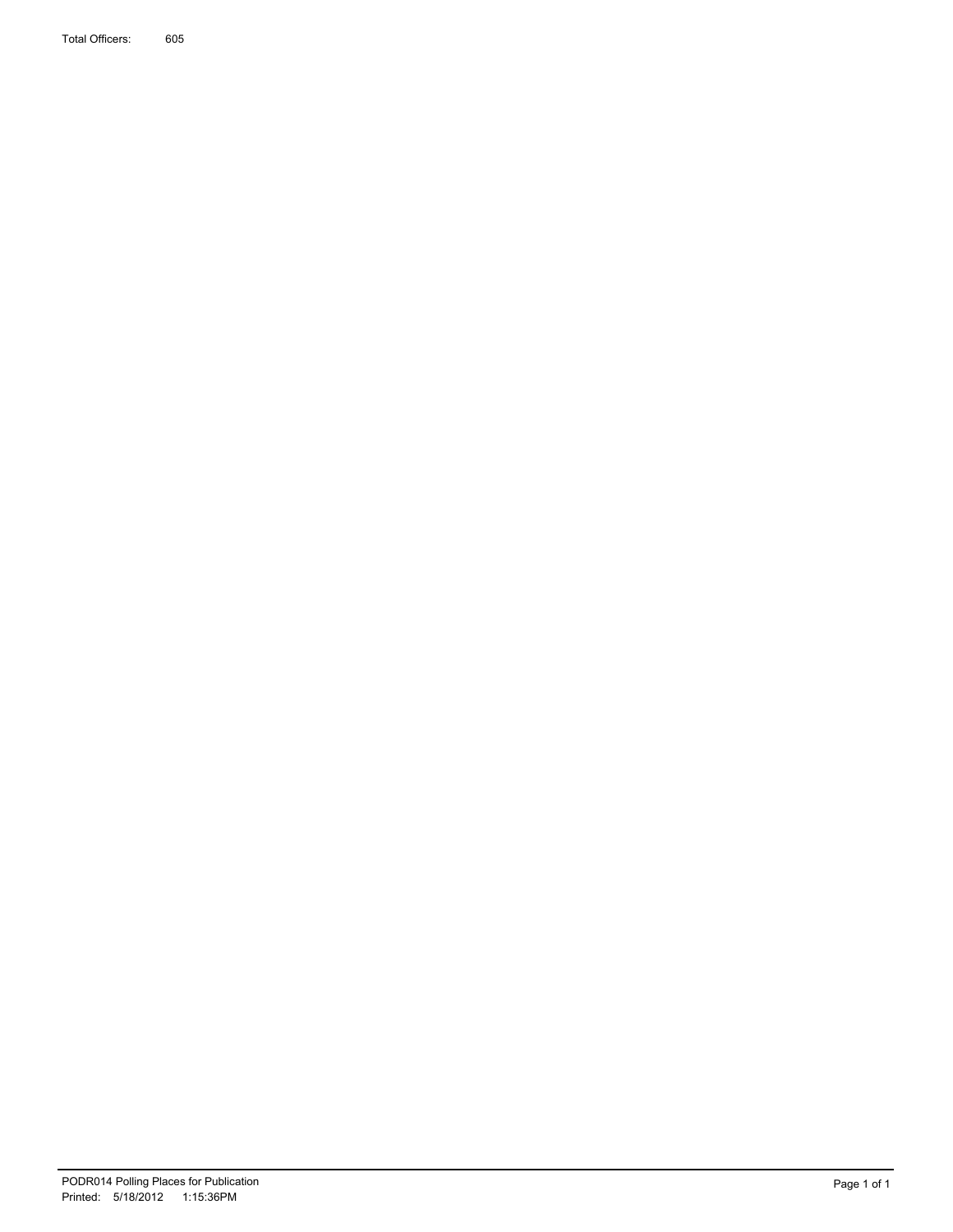Total Officers: 605